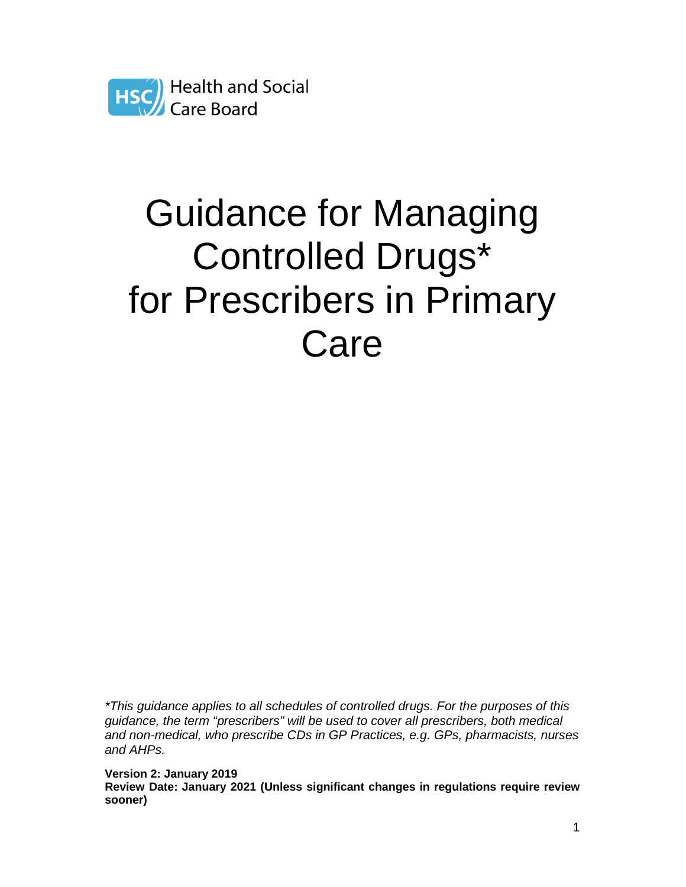Health and Social Care Board

# Guidance for Managing Controlled Drugs* for Prescribers in Primary Care

*\*This guidance applies to all schedules of controlled drugs. For the purposes of this guidance, the term "prescribers" will be used to cover all prescribers, both medical and non-medical, who prescribe CDs in GP Practices, e.g. GPs, pharmacists, nurses and AHPs.*

**Version 2: January 2019**
**Review Date: January 2021 (Unless significant changes in regulations require review sooner)**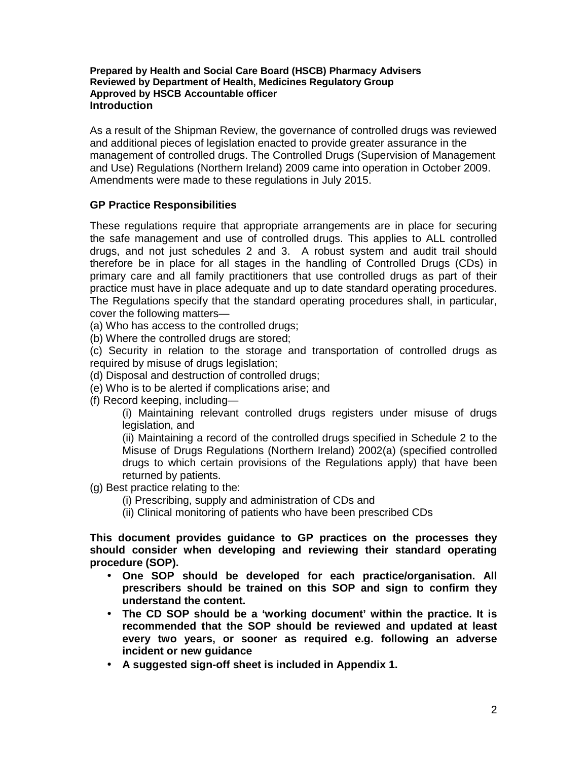**Prepared by Health and Social Care Board (HSCB) Pharmacy Advisers**
**Reviewed by Department of Health, Medicines Regulatory Group**
**Approved by HSCB Accountable officer**

## Introduction

As a result of the Shipman Review, the governance of controlled drugs was reviewed and additional pieces of legislation enacted to provide greater assurance in the management of controlled drugs. The Controlled Drugs (Supervision of Management and Use) Regulations (Northern Ireland) 2009 came into operation in October 2009. Amendments were made to these regulations in July 2015.

## GP Practice Responsibilities

These regulations require that appropriate arrangements are in place for securing the safe management and use of controlled drugs. This applies to ALL controlled drugs, and not just schedules 2 and 3. A robust system and audit trail should therefore be in place for all stages in the handling of Controlled Drugs (CDs) in primary care and all family practitioners that use controlled drugs as part of their practice must have in place adequate and up to date standard operating procedures. The Regulations specify that the standard operating procedures shall, in particular, cover the following matters—

(a) Who has access to the controlled drugs;
(b) Where the controlled drugs are stored;
(c) Security in relation to the storage and transportation of controlled drugs as required by misuse of drugs legislation;
(d) Disposal and destruction of controlled drugs;
(e) Who is to be alerted if complications arise; and
(f) Record keeping, including—

- (i) Maintaining relevant controlled drugs registers under misuse of drugs legislation, and
- (ii) Maintaining a record of the controlled drugs specified in Schedule 2 to the Misuse of Drugs Regulations (Northern Ireland) 2002(a) (specified controlled drugs to which certain provisions of the Regulations apply) that have been returned by patients.

(g) Best practice relating to the:

- (i) Prescribing, supply and administration of CDs and
- (ii) Clinical monitoring of patients who have been prescribed CDs

**This document provides guidance to GP practices on the processes they should consider when developing and reviewing their standard operating procedure (SOP).**

- **One SOP should be developed for each practice/organisation. All prescribers should be trained on this SOP and sign to confirm they understand the content.**
- **The CD SOP should be a 'working document' within the practice. It is recommended that the SOP should be reviewed and updated at least every two years, or sooner as required e.g. following an adverse incident or new guidance**
- **A suggested sign-off sheet is included in Appendix 1.**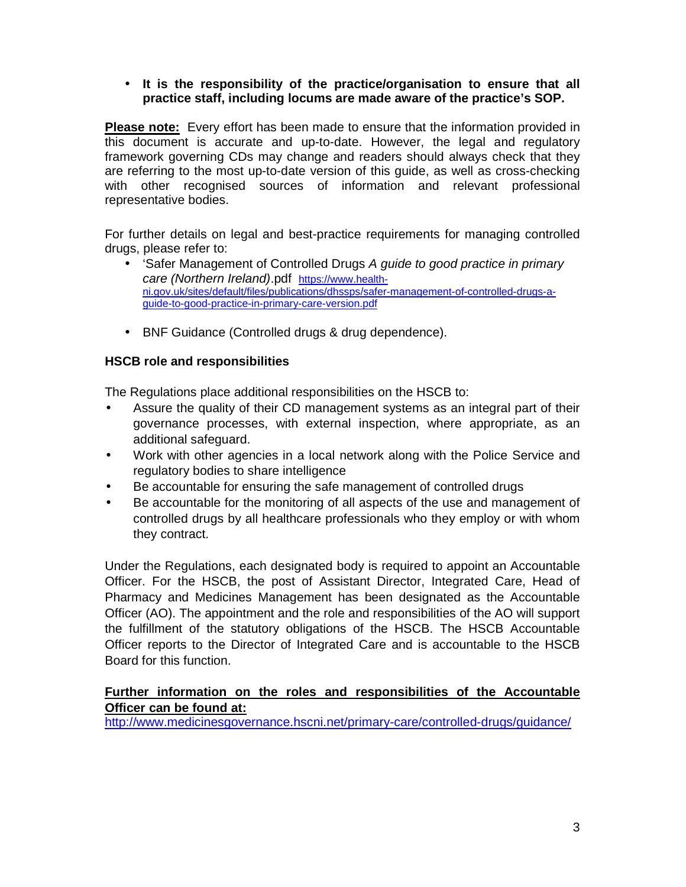- **It is the responsibility of the practice/organisation to ensure that all practice staff, including locums are made aware of the practice's SOP.**

**Please note:** Every effort has been made to ensure that the information provided in this document is accurate and up-to-date. However, the legal and regulatory framework governing CDs may change and readers should always check that they are referring to the most up-to-date version of this guide, as well as cross-checking with other recognised sources of information and relevant professional representative bodies.

For further details on legal and best-practice requirements for managing controlled drugs, please refer to:

- 'Safer Management of Controlled Drugs *A guide to good practice in primary care (Northern Ireland)*.pdf https://www.health-ni.gov.uk/sites/default/files/publications/dhssps/safer-management-of-controlled-drugs-a-guide-to-good-practice-in-primary-care-version.pdf
- BNF Guidance (Controlled drugs & drug dependence).

**HSCB role and responsibilities**

The Regulations place additional responsibilities on the HSCB to:

- Assure the quality of their CD management systems as an integral part of their governance processes, with external inspection, where appropriate, as an additional safeguard.
- Work with other agencies in a local network along with the Police Service and regulatory bodies to share intelligence
- Be accountable for ensuring the safe management of controlled drugs
- Be accountable for the monitoring of all aspects of the use and management of controlled drugs by all healthcare professionals who they employ or with whom they contract.

Under the Regulations, each designated body is required to appoint an Accountable Officer. For the HSCB, the post of Assistant Director, Integrated Care, Head of Pharmacy and Medicines Management has been designated as the Accountable Officer (AO). The appointment and the role and responsibilities of the AO will support the fulfillment of the statutory obligations of the HSCB. The HSCB Accountable Officer reports to the Director of Integrated Care and is accountable to the HSCB Board for this function.

**Further information on the roles and responsibilities of the Accountable Officer can be found at:**
http://www.medicinesgovernance.hscni.net/primary-care/controlled-drugs/guidance/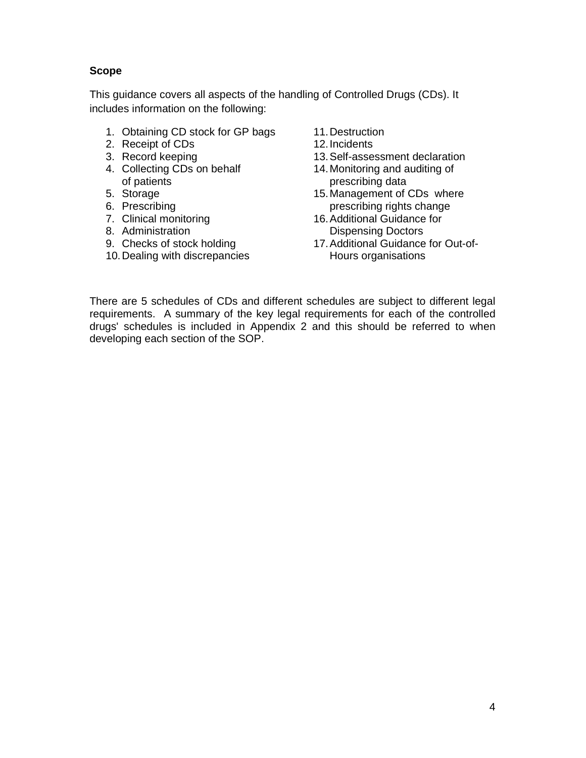**Scope**

This guidance covers all aspects of the handling of Controlled Drugs (CDs). It includes information on the following:

1. Obtaining CD stock for GP bags
2. Receipt of CDs
3. Record keeping
4. Collecting CDs on behalf of patients
5. Storage
6. Prescribing
7. Clinical monitoring
8. Administration
9. Checks of stock holding
10. Dealing with discrepancies
11. Destruction
12. Incidents
13. Self-assessment declaration
14. Monitoring and auditing of prescribing data
15. Management of CDs where prescribing rights change
16. Additional Guidance for Dispensing Doctors
17. Additional Guidance for Out-of-Hours organisations

There are 5 schedules of CDs and different schedules are subject to different legal requirements. A summary of the key legal requirements for each of the controlled drugs' schedules is included in Appendix 2 and this should be referred to when developing each section of the SOP.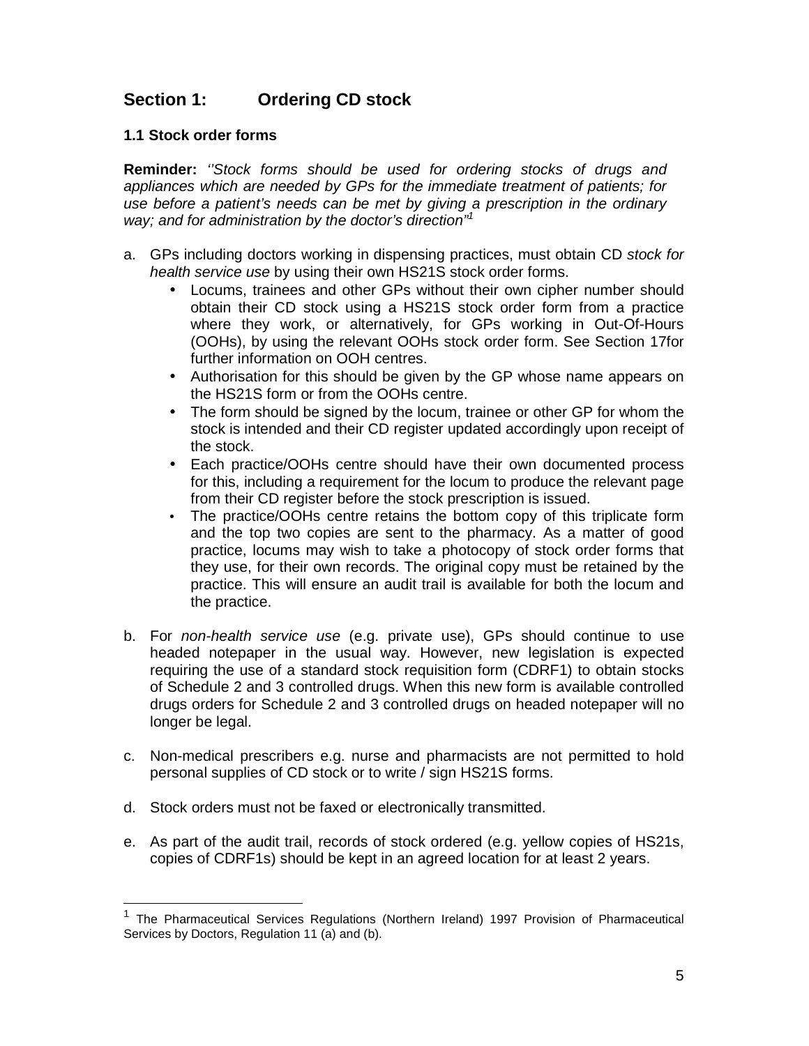## Section 1: Ordering CD stock

### 1.1 Stock order forms

**Reminder:** *''Stock forms should be used for ordering stocks of drugs and appliances which are needed by GPs for the immediate treatment of patients; for use before a patient's needs can be met by giving a prescription in the ordinary way; and for administration by the doctor's direction''*[1]

a. GPs including doctors working in dispensing practices, must obtain CD *stock for health service use* by using their own HS21S stock order forms.
   - Locums, trainees and other GPs without their own cipher number should obtain their CD stock using a HS21S stock order form from a practice where they work, or alternatively, for GPs working in Out-Of-Hours (OOHs), by using the relevant OOHs stock order form. See Section 17for further information on OOH centres.
   - Authorisation for this should be given by the GP whose name appears on the HS21S form or from the OOHs centre.
   - The form should be signed by the locum, trainee or other GP for whom the stock is intended and their CD register updated accordingly upon receipt of the stock.
   - Each practice/OOHs centre should have their own documented process for this, including a requirement for the locum to produce the relevant page from their CD register before the stock prescription is issued.
   - The practice/OOHs centre retains the bottom copy of this triplicate form and the top two copies are sent to the pharmacy. As a matter of good practice, locums may wish to take a photocopy of stock order forms that they use, for their own records. The original copy must be retained by the practice. This will ensure an audit trail is available for both the locum and the practice.

b. For *non-health service use* (e.g. private use), GPs should continue to use headed notepaper in the usual way. However, new legislation is expected requiring the use of a standard stock requisition form (CDRF1) to obtain stocks of Schedule 2 and 3 controlled drugs. When this new form is available controlled drugs orders for Schedule 2 and 3 controlled drugs on headed notepaper will no longer be legal.

c. Non-medical prescribers e.g. nurse and pharmacists are not permitted to hold personal supplies of CD stock or to write / sign HS21S forms.

d. Stock orders must not be faxed or electronically transmitted.

e. As part of the audit trail, records of stock ordered (e.g. yellow copies of HS21s, copies of CDRF1s) should be kept in an agreed location for at least 2 years.

---

[1] The Pharmaceutical Services Regulations (Northern Ireland) 1997 Provision of Pharmaceutical Services by Doctors, Regulation 11 (a) and (b).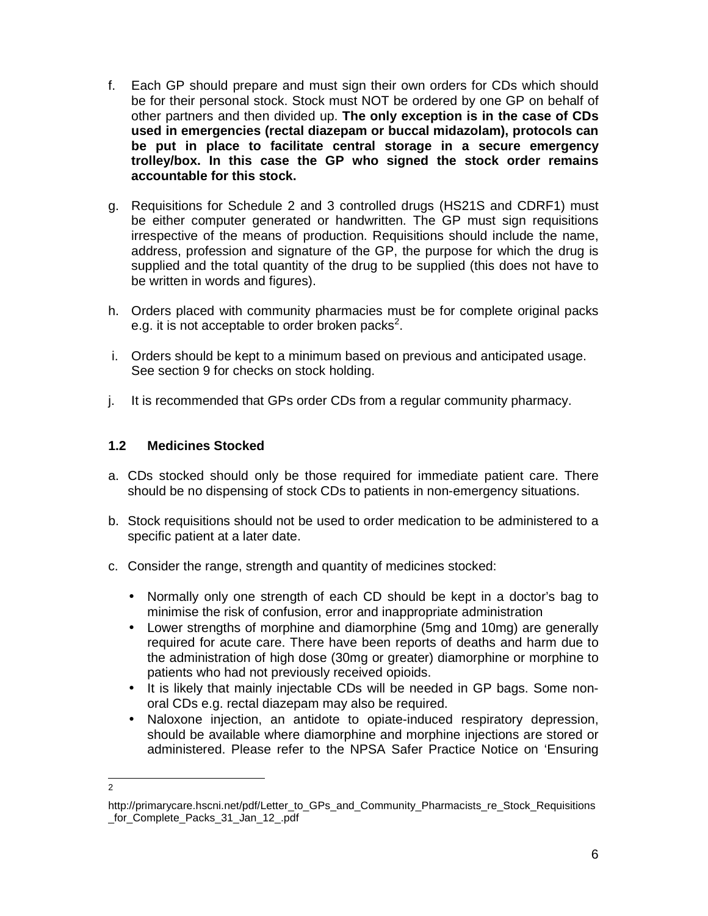f. Each GP should prepare and must sign their own orders for CDs which should be for their personal stock. Stock must NOT be ordered by one GP on behalf of other partners and then divided up. **The only exception is in the case of CDs used in emergencies (rectal diazepam or buccal midazolam), protocols can be put in place to facilitate central storage in a secure emergency trolley/box. In this case the GP who signed the stock order remains accountable for this stock.**

g. Requisitions for Schedule 2 and 3 controlled drugs (HS21S and CDRF1) must be either computer generated or handwritten. The GP must sign requisitions irrespective of the means of production. Requisitions should include the name, address, profession and signature of the GP, the purpose for which the drug is supplied and the total quantity of the drug to be supplied (this does not have to be written in words and figures).

h. Orders placed with community pharmacies must be for complete original packs e.g. it is not acceptable to order broken packs[2].

i. Orders should be kept to a minimum based on previous and anticipated usage. See section 9 for checks on stock holding.

j. It is recommended that GPs order CDs from a regular community pharmacy.

## 1.2 Medicines Stocked

a. CDs stocked should only be those required for immediate patient care. There should be no dispensing of stock CDs to patients in non-emergency situations.

b. Stock requisitions should not be used to order medication to be administered to a specific patient at a later date.

c. Consider the range, strength and quantity of medicines stocked:

- Normally only one strength of each CD should be kept in a doctor's bag to minimise the risk of confusion, error and inappropriate administration
- Lower strengths of morphine and diamorphine (5mg and 10mg) are generally required for acute care. There have been reports of deaths and harm due to the administration of high dose (30mg or greater) diamorphine or morphine to patients who had not previously received opioids.
- It is likely that mainly injectable CDs will be needed in GP bags. Some non-oral CDs e.g. rectal diazepam may also be required.
- Naloxone injection, an antidote to opiate-induced respiratory depression, should be available where diamorphine and morphine injections are stored or administered. Please refer to the NPSA Safer Practice Notice on 'Ensuring

---

[2] http://primarycare.hscni.net/pdf/Letter_to_GPs_and_Community_Pharmacists_re_Stock_Requisitions_for_Complete_Packs_31_Jan_12_.pdf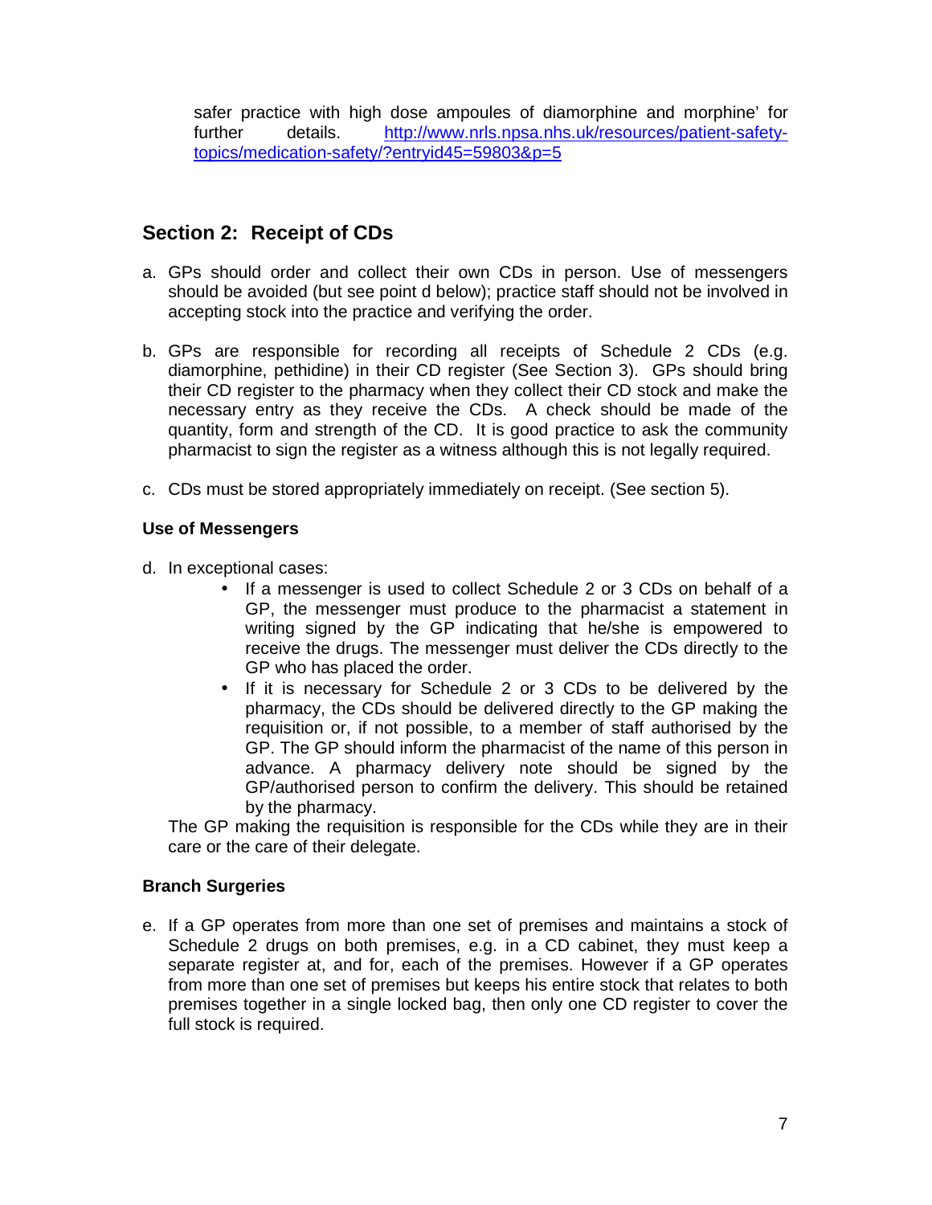safer practice with high dose ampoules of diamorphine and morphine' for further details. http://www.nrls.npsa.nhs.uk/resources/patient-safety-topics/medication-safety/?entryid45=59803&p=5

## Section 2: Receipt of CDs

a. GPs should order and collect their own CDs in person. Use of messengers should be avoided (but see point d below); practice staff should not be involved in accepting stock into the practice and verifying the order.

b. GPs are responsible for recording all receipts of Schedule 2 CDs (e.g. diamorphine, pethidine) in their CD register (See Section 3). GPs should bring their CD register to the pharmacy when they collect their CD stock and make the necessary entry as they receive the CDs. A check should be made of the quantity, form and strength of the CD. It is good practice to ask the community pharmacist to sign the register as a witness although this is not legally required.

c. CDs must be stored appropriately immediately on receipt. (See section 5).

### Use of Messengers

d. In exceptional cases:
    - If a messenger is used to collect Schedule 2 or 3 CDs on behalf of a GP, the messenger must produce to the pharmacist a statement in writing signed by the GP indicating that he/she is empowered to receive the drugs. The messenger must deliver the CDs directly to the GP who has placed the order.
    - If it is necessary for Schedule 2 or 3 CDs to be delivered by the pharmacy, the CDs should be delivered directly to the GP making the requisition or, if not possible, to a member of staff authorised by the GP. The GP should inform the pharmacist of the name of this person in advance. A pharmacy delivery note should be signed by the GP/authorised person to confirm the delivery. This should be retained by the pharmacy.

   The GP making the requisition is responsible for the CDs while they are in their care or the care of their delegate.

### Branch Surgeries

e. If a GP operates from more than one set of premises and maintains a stock of Schedule 2 drugs on both premises, e.g. in a CD cabinet, they must keep a separate register at, and for, each of the premises. However if a GP operates from more than one set of premises but keeps his entire stock that relates to both premises together in a single locked bag, then only one CD register to cover the full stock is required.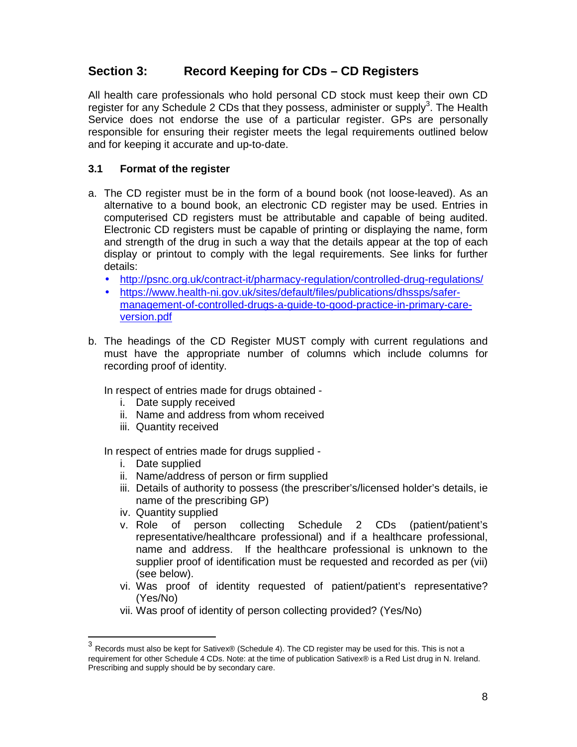## Section 3: Record Keeping for CDs – CD Registers

All health care professionals who hold personal CD stock must keep their own CD register for any Schedule 2 CDs that they possess, administer or supply[3]. The Health Service does not endorse the use of a particular register. GPs are personally responsible for ensuring their register meets the legal requirements outlined below and for keeping it accurate and up-to-date.

### 3.1 Format of the register

a. The CD register must be in the form of a bound book (not loose-leaved). As an alternative to a bound book, an electronic CD register may be used. Entries in computerised CD registers must be attributable and capable of being audited. Electronic CD registers must be capable of printing or displaying the name, form and strength of the drug in such a way that the details appear at the top of each display or printout to comply with the legal requirements. See links for further details:
   - http://psnc.org.uk/contract-it/pharmacy-regulation/controlled-drug-regulations/
   - https://www.health-ni.gov.uk/sites/default/files/publications/dhssps/safer-management-of-controlled-drugs-a-guide-to-good-practice-in-primary-care-version.pdf

b. The headings of the CD Register MUST comply with current regulations and must have the appropriate number of columns which include columns for recording proof of identity.

   In respect of entries made for drugs obtained -
   i. Date supply received
   ii. Name and address from whom received
   iii. Quantity received

   In respect of entries made for drugs supplied -
   i. Date supplied
   ii. Name/address of person or firm supplied
   iii. Details of authority to possess (the prescriber's/licensed holder's details, ie name of the prescribing GP)
   iv. Quantity supplied
   v. Role of person collecting Schedule 2 CDs (patient/patient's representative/healthcare professional) and if a healthcare professional, name and address. If the healthcare professional is unknown to the supplier proof of identification must be requested and recorded as per (vii) (see below).
   vi. Was proof of identity requested of patient/patient's representative? (Yes/No)
   vii. Was proof of identity of person collecting provided? (Yes/No)

---

[3] Records must also be kept for Sativex® (Schedule 4). The CD register may be used for this. This is not a requirement for other Schedule 4 CDs. Note: at the time of publication Sativex® is a Red List drug in N. Ireland. Prescribing and supply should be by secondary care.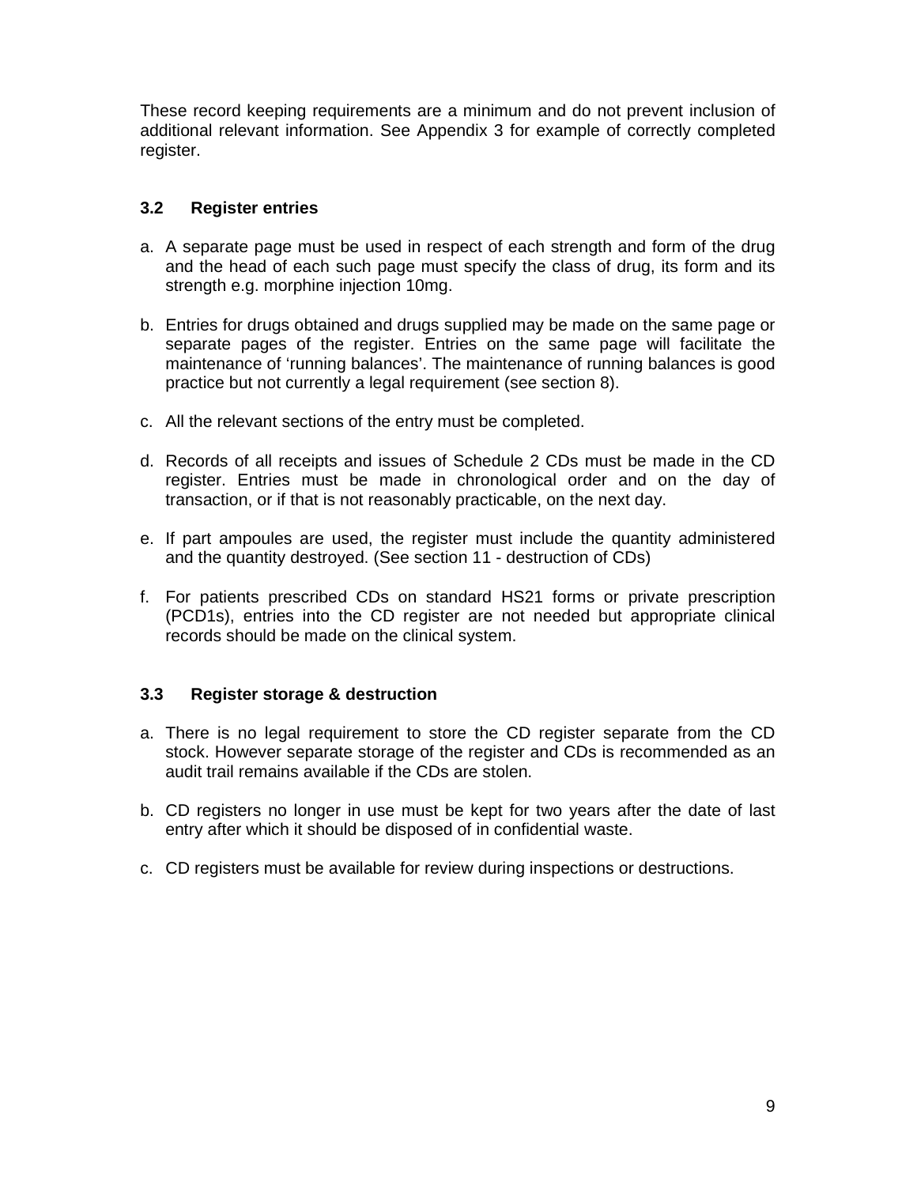These record keeping requirements are a minimum and do not prevent inclusion of additional relevant information. See Appendix 3 for example of correctly completed register.

### 3.2 Register entries

a. A separate page must be used in respect of each strength and form of the drug and the head of each such page must specify the class of drug, its form and its strength e.g. morphine injection 10mg.

b. Entries for drugs obtained and drugs supplied may be made on the same page or separate pages of the register. Entries on the same page will facilitate the maintenance of 'running balances'. The maintenance of running balances is good practice but not currently a legal requirement (see section 8).

c. All the relevant sections of the entry must be completed.

d. Records of all receipts and issues of Schedule 2 CDs must be made in the CD register. Entries must be made in chronological order and on the day of transaction, or if that is not reasonably practicable, on the next day.

e. If part ampoules are used, the register must include the quantity administered and the quantity destroyed. (See section 11 - destruction of CDs)

f. For patients prescribed CDs on standard HS21 forms or private prescription (PCD1s), entries into the CD register are not needed but appropriate clinical records should be made on the clinical system.

### 3.3 Register storage & destruction

a. There is no legal requirement to store the CD register separate from the CD stock. However separate storage of the register and CDs is recommended as an audit trail remains available if the CDs are stolen.

b. CD registers no longer in use must be kept for two years after the date of last entry after which it should be disposed of in confidential waste.

c. CD registers must be available for review during inspections or destructions.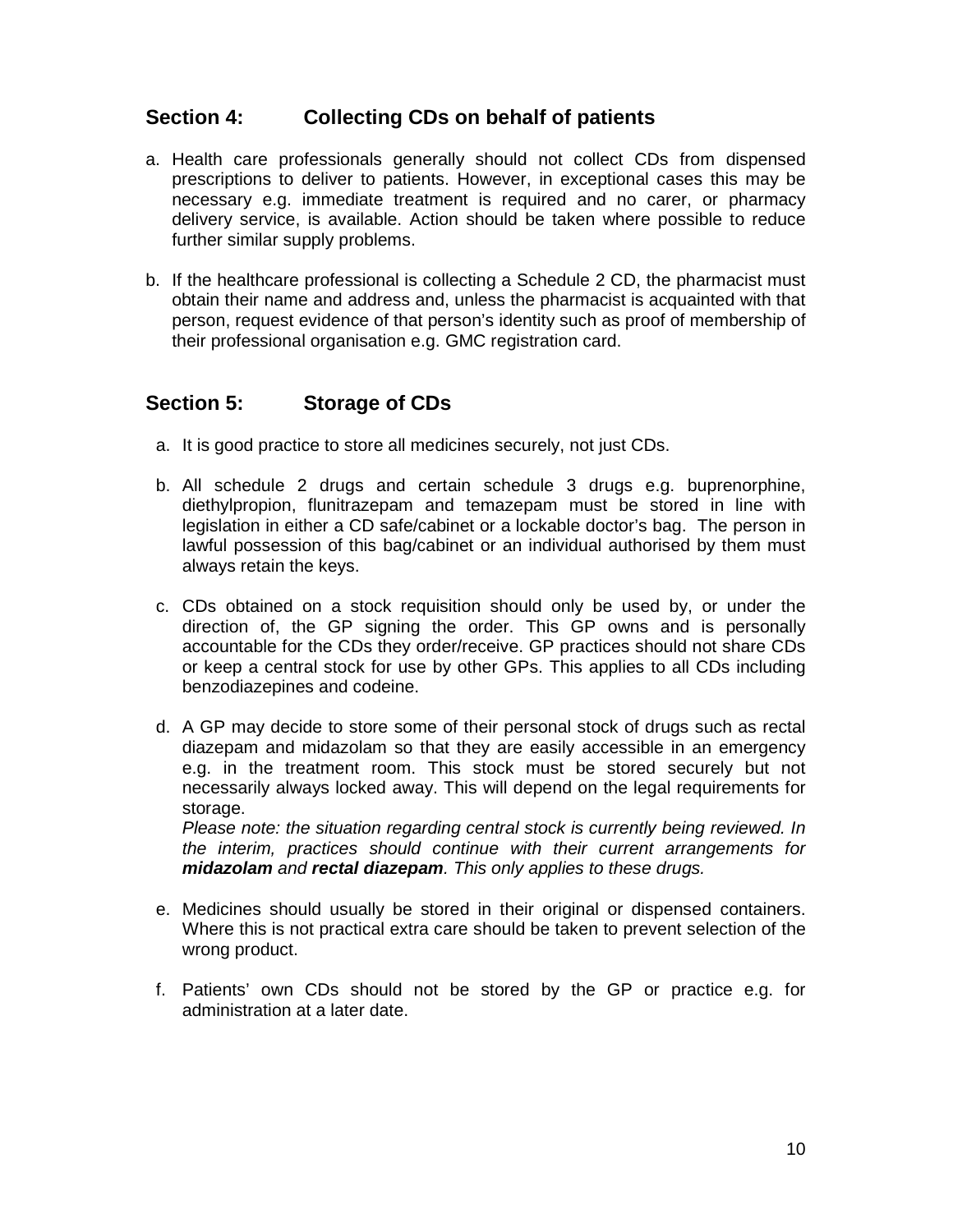## Section 4: Collecting CDs on behalf of patients

a. Health care professionals generally should not collect CDs from dispensed prescriptions to deliver to patients. However, in exceptional cases this may be necessary e.g. immediate treatment is required and no carer, or pharmacy delivery service, is available. Action should be taken where possible to reduce further similar supply problems.

b. If the healthcare professional is collecting a Schedule 2 CD, the pharmacist must obtain their name and address and, unless the pharmacist is acquainted with that person, request evidence of that person's identity such as proof of membership of their professional organisation e.g. GMC registration card.

## Section 5: Storage of CDs

a. It is good practice to store all medicines securely, not just CDs.

b. All schedule 2 drugs and certain schedule 3 drugs e.g. buprenorphine, diethylpropion, flunitrazepam and temazepam must be stored in line with legislation in either a CD safe/cabinet or a lockable doctor's bag. The person in lawful possession of this bag/cabinet or an individual authorised by them must always retain the keys.

c. CDs obtained on a stock requisition should only be used by, or under the direction of, the GP signing the order. This GP owns and is personally accountable for the CDs they order/receive. GP practices should not share CDs or keep a central stock for use by other GPs. This applies to all CDs including benzodiazepines and codeine.

d. A GP may decide to store some of their personal stock of drugs such as rectal diazepam and midazolam so that they are easily accessible in an emergency e.g. in the treatment room. This stock must be stored securely but not necessarily always locked away. This will depend on the legal requirements for storage.
*Please note: the situation regarding central stock is currently being reviewed. In the interim, practices should continue with their current arrangements for* ***midazolam*** *and* ***rectal diazepam****. This only applies to these drugs.*

e. Medicines should usually be stored in their original or dispensed containers. Where this is not practical extra care should be taken to prevent selection of the wrong product.

f. Patients' own CDs should not be stored by the GP or practice e.g. for administration at a later date.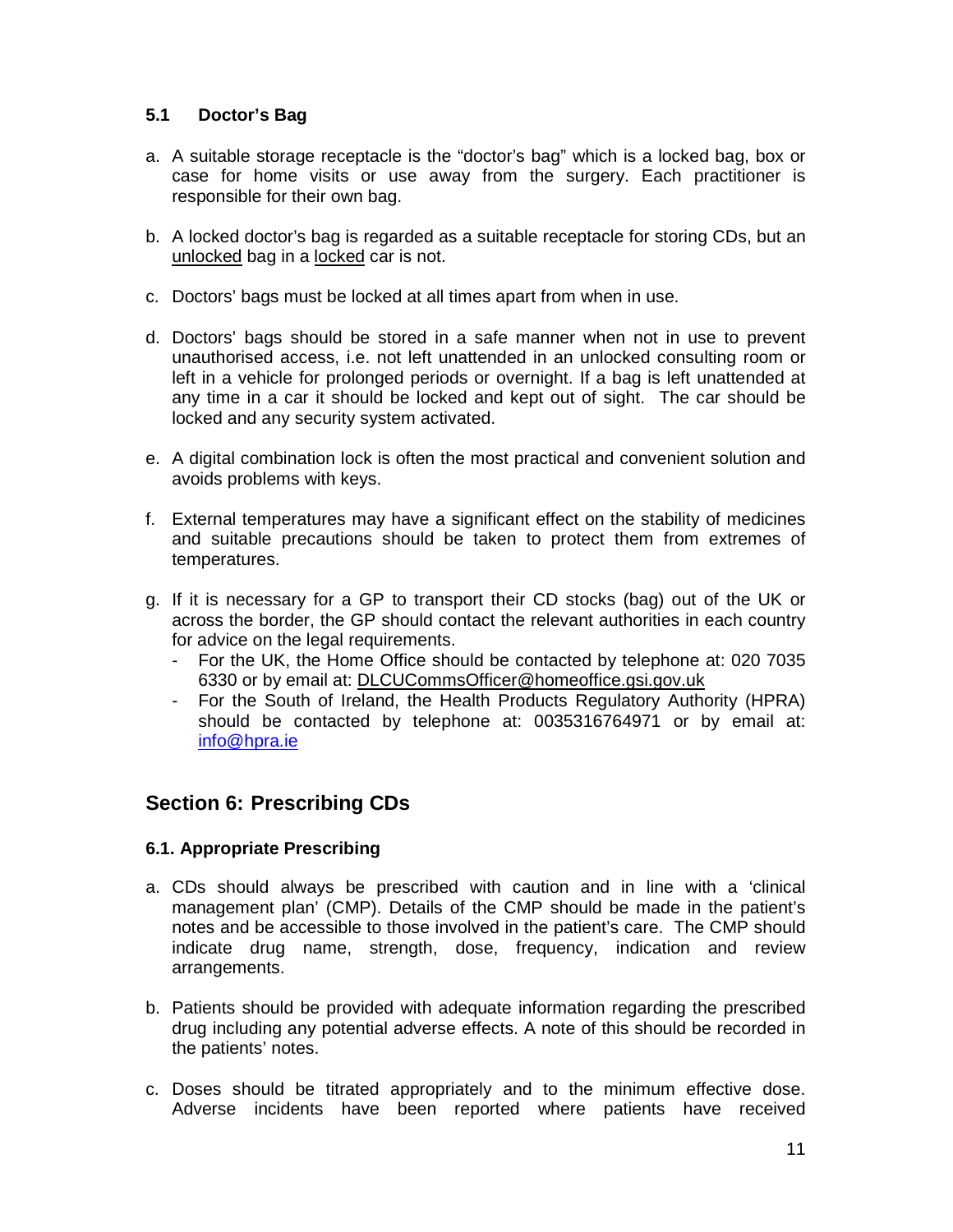### 5.1 Doctor's Bag

a. A suitable storage receptacle is the "doctor's bag" which is a locked bag, box or case for home visits or use away from the surgery. Each practitioner is responsible for their own bag.

b. A locked doctor's bag is regarded as a suitable receptacle for storing CDs, but an unlocked bag in a locked car is not.

c. Doctors' bags must be locked at all times apart from when in use.

d. Doctors' bags should be stored in a safe manner when not in use to prevent unauthorised access, i.e. not left unattended in an unlocked consulting room or left in a vehicle for prolonged periods or overnight. If a bag is left unattended at any time in a car it should be locked and kept out of sight. The car should be locked and any security system activated.

e. A digital combination lock is often the most practical and convenient solution and avoids problems with keys.

f. External temperatures may have a significant effect on the stability of medicines and suitable precautions should be taken to protect them from extremes of temperatures.

g. If it is necessary for a GP to transport their CD stocks (bag) out of the UK or across the border, the GP should contact the relevant authorities in each country for advice on the legal requirements.
   - For the UK, the Home Office should be contacted by telephone at: 020 7035 6330 or by email at: DLCUCommsOfficer@homeoffice.gsi.gov.uk
   - For the South of Ireland, the Health Products Regulatory Authority (HPRA) should be contacted by telephone at: 0035316764971 or by email at: info@hpra.ie

## Section 6: Prescribing CDs

### 6.1. Appropriate Prescribing

a. CDs should always be prescribed with caution and in line with a 'clinical management plan' (CMP). Details of the CMP should be made in the patient's notes and be accessible to those involved in the patient's care. The CMP should indicate drug name, strength, dose, frequency, indication and review arrangements.

b. Patients should be provided with adequate information regarding the prescribed drug including any potential adverse effects. A note of this should be recorded in the patients' notes.

c. Doses should be titrated appropriately and to the minimum effective dose. Adverse incidents have been reported where patients have received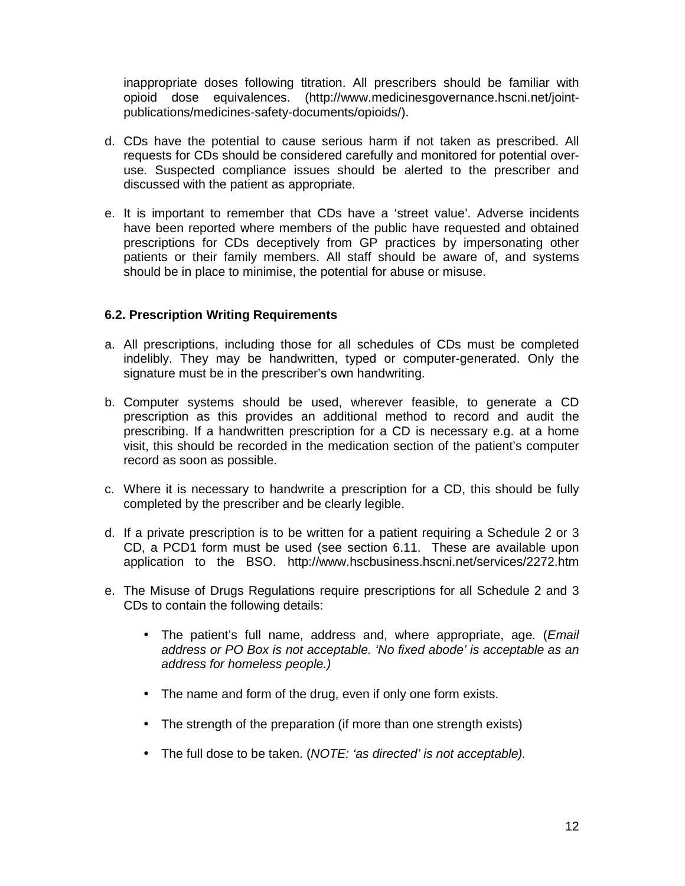inappropriate doses following titration. All prescribers should be familiar with opioid dose equivalences. (http://www.medicinesgovernance.hscni.net/joint-publications/medicines-safety-documents/opioids/).

d. CDs have the potential to cause serious harm if not taken as prescribed. All requests for CDs should be considered carefully and monitored for potential over-use. Suspected compliance issues should be alerted to the prescriber and discussed with the patient as appropriate.

e. It is important to remember that CDs have a 'street value'. Adverse incidents have been reported where members of the public have requested and obtained prescriptions for CDs deceptively from GP practices by impersonating other patients or their family members. All staff should be aware of, and systems should be in place to minimise, the potential for abuse or misuse.

### 6.2. Prescription Writing Requirements

a. All prescriptions, including those for all schedules of CDs must be completed indelibly. They may be handwritten, typed or computer-generated. Only the signature must be in the prescriber's own handwriting.

b. Computer systems should be used, wherever feasible, to generate a CD prescription as this provides an additional method to record and audit the prescribing. If a handwritten prescription for a CD is necessary e.g. at a home visit, this should be recorded in the medication section of the patient's computer record as soon as possible.

c. Where it is necessary to handwrite a prescription for a CD, this should be fully completed by the prescriber and be clearly legible.

d. If a private prescription is to be written for a patient requiring a Schedule 2 or 3 CD, a PCD1 form must be used (see section 6.11. These are available upon application to the BSO. http://www.hscbusiness.hscni.net/services/2272.htm

e. The Misuse of Drugs Regulations require prescriptions for all Schedule 2 and 3 CDs to contain the following details:

   - The patient's full name, address and, where appropriate, age. (*Email address or PO Box is not acceptable. 'No fixed abode' is acceptable as an address for homeless people.)*

   - The name and form of the drug, even if only one form exists.

   - The strength of the preparation (if more than one strength exists)

   - The full dose to be taken. (*NOTE: 'as directed' is not acceptable).*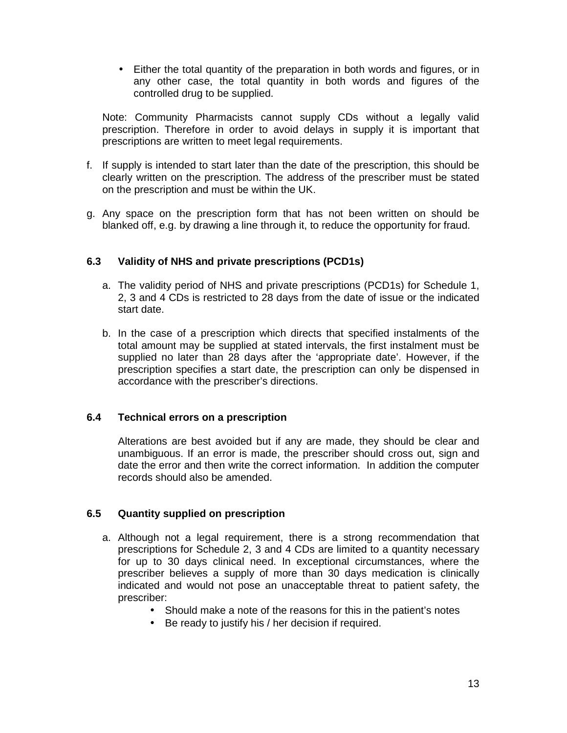- Either the total quantity of the preparation in both words and figures, or in any other case, the total quantity in both words and figures of the controlled drug to be supplied.

  Note: Community Pharmacists cannot supply CDs without a legally valid prescription. Therefore in order to avoid delays in supply it is important that prescriptions are written to meet legal requirements.

f. If supply is intended to start later than the date of the prescription, this should be clearly written on the prescription. The address of the prescriber must be stated on the prescription and must be within the UK.

g. Any space on the prescription form that has not been written on should be blanked off, e.g. by drawing a line through it, to reduce the opportunity for fraud.

### 6.3 Validity of NHS and private prescriptions (PCD1s)

a. The validity period of NHS and private prescriptions (PCD1s) for Schedule 1, 2, 3 and 4 CDs is restricted to 28 days from the date of issue or the indicated start date.

b. In the case of a prescription which directs that specified instalments of the total amount may be supplied at stated intervals, the first instalment must be supplied no later than 28 days after the 'appropriate date'. However, if the prescription specifies a start date, the prescription can only be dispensed in accordance with the prescriber's directions.

### 6.4 Technical errors on a prescription

Alterations are best avoided but if any are made, they should be clear and unambiguous. If an error is made, the prescriber should cross out, sign and date the error and then write the correct information. In addition the computer records should also be amended.

### 6.5 Quantity supplied on prescription

a. Although not a legal requirement, there is a strong recommendation that prescriptions for Schedule 2, 3 and 4 CDs are limited to a quantity necessary for up to 30 days clinical need. In exceptional circumstances, where the prescriber believes a supply of more than 30 days medication is clinically indicated and would not pose an unacceptable threat to patient safety, the prescriber:
   - Should make a note of the reasons for this in the patient's notes
   - Be ready to justify his / her decision if required.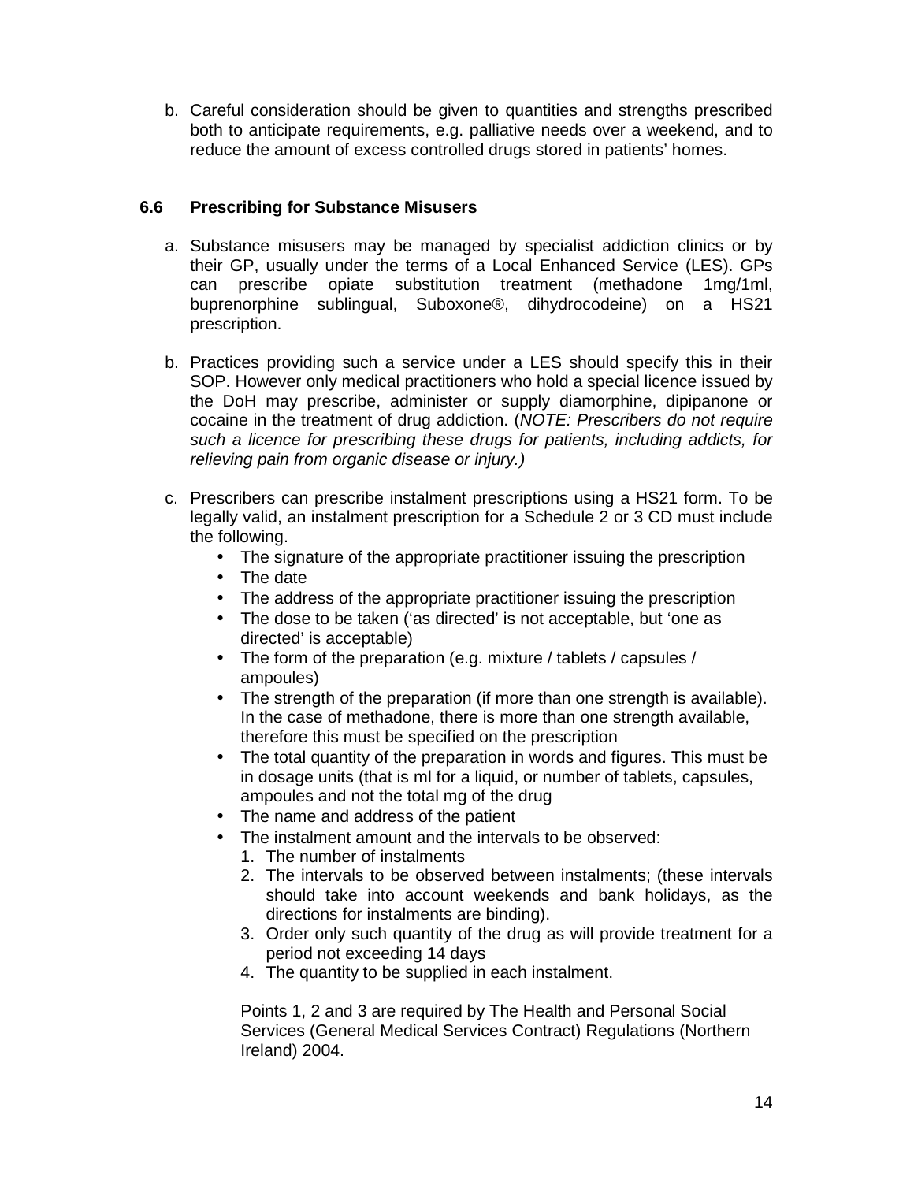b. Careful consideration should be given to quantities and strengths prescribed both to anticipate requirements, e.g. palliative needs over a weekend, and to reduce the amount of excess controlled drugs stored in patients' homes.

### 6.6 Prescribing for Substance Misusers

a. Substance misusers may be managed by specialist addiction clinics or by their GP, usually under the terms of a Local Enhanced Service (LES). GPs can prescribe opiate substitution treatment (methadone 1mg/1ml, buprenorphine sublingual, Suboxone®, dihydrocodeine) on a HS21 prescription.

b. Practices providing such a service under a LES should specify this in their SOP. However only medical practitioners who hold a special licence issued by the DoH may prescribe, administer or supply diamorphine, dipipanone or cocaine in the treatment of drug addiction. (*NOTE: Prescribers do not require such a licence for prescribing these drugs for patients, including addicts, for relieving pain from organic disease or injury.)*

c. Prescribers can prescribe instalment prescriptions using a HS21 form. To be legally valid, an instalment prescription for a Schedule 2 or 3 CD must include the following.
   - The signature of the appropriate practitioner issuing the prescription
   - The date
   - The address of the appropriate practitioner issuing the prescription
   - The dose to be taken ('as directed' is not acceptable, but 'one as directed' is acceptable)
   - The form of the preparation (e.g. mixture / tablets / capsules / ampoules)
   - The strength of the preparation (if more than one strength is available). In the case of methadone, there is more than one strength available, therefore this must be specified on the prescription
   - The total quantity of the preparation in words and figures. This must be in dosage units (that is ml for a liquid, or number of tablets, capsules, ampoules and not the total mg of the drug
   - The name and address of the patient
   - The instalment amount and the intervals to be observed:
     1. The number of instalments
     2. The intervals to be observed between instalments; (these intervals should take into account weekends and bank holidays, as the directions for instalments are binding).
     3. Order only such quantity of the drug as will provide treatment for a period not exceeding 14 days
     4. The quantity to be supplied in each instalment.

     Points 1, 2 and 3 are required by The Health and Personal Social Services (General Medical Services Contract) Regulations (Northern Ireland) 2004.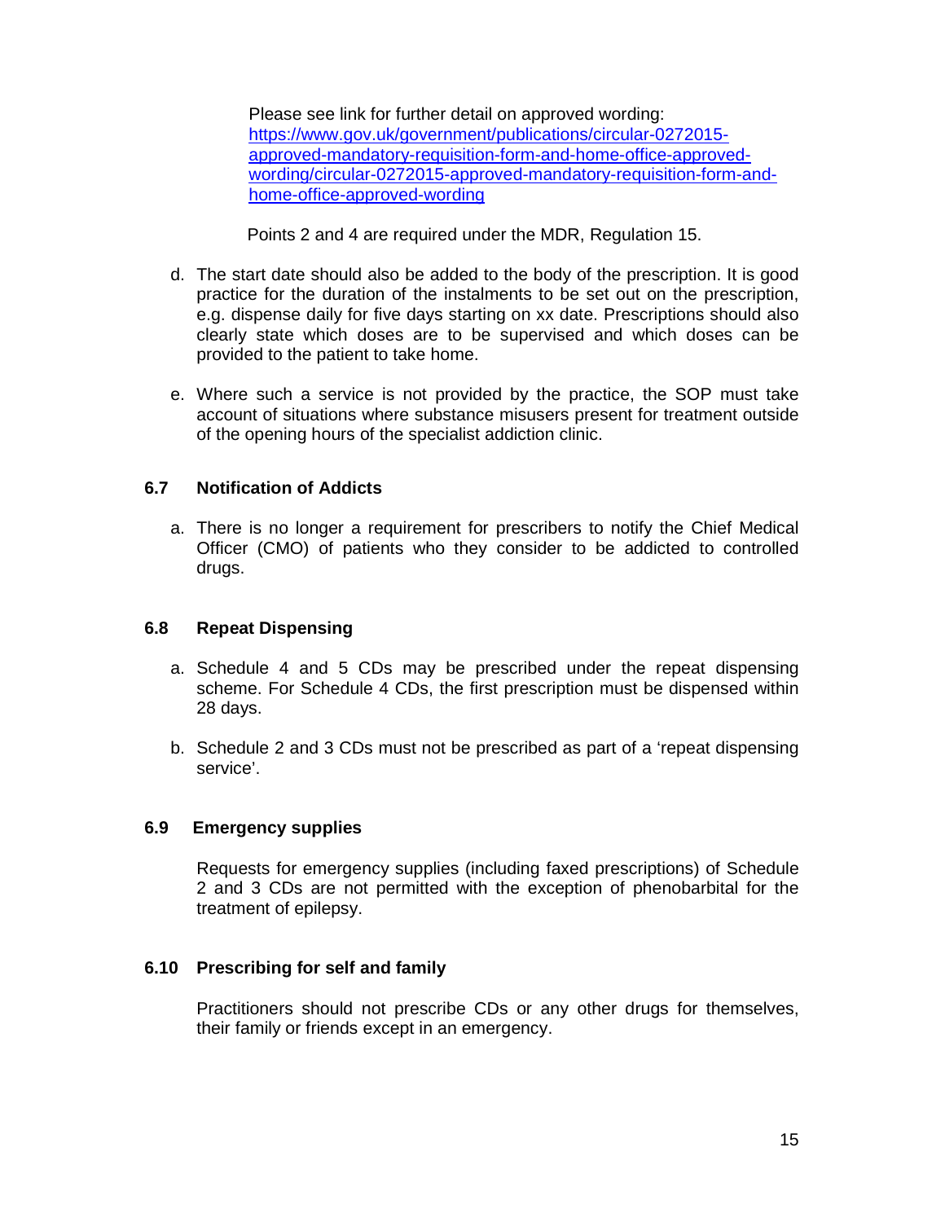Please see link for further detail on approved wording: [https://www.gov.uk/government/publications/circular-0272015-approved-mandatory-requisition-form-and-home-office-approved-wording/circular-0272015-approved-mandatory-requisition-form-and-home-office-approved-wording](https://www.gov.uk/government/publications/circular-0272015-approved-mandatory-requisition-form-and-home-office-approved-wording/circular-0272015-approved-mandatory-requisition-form-and-home-office-approved-wording)

Points 2 and 4 are required under the MDR, Regulation 15.

d. The start date should also be added to the body of the prescription. It is good practice for the duration of the instalments to be set out on the prescription, e.g. dispense daily for five days starting on xx date. Prescriptions should also clearly state which doses are to be supervised and which doses can be provided to the patient to take home.

e. Where such a service is not provided by the practice, the SOP must take account of situations where substance misusers present for treatment outside of the opening hours of the specialist addiction clinic.

### 6.7 Notification of Addicts

a. There is no longer a requirement for prescribers to notify the Chief Medical Officer (CMO) of patients who they consider to be addicted to controlled drugs.

### 6.8 Repeat Dispensing

a. Schedule 4 and 5 CDs may be prescribed under the repeat dispensing scheme. For Schedule 4 CDs, the first prescription must be dispensed within 28 days.

b. Schedule 2 and 3 CDs must not be prescribed as part of a 'repeat dispensing service'.

### 6.9 Emergency supplies

Requests for emergency supplies (including faxed prescriptions) of Schedule 2 and 3 CDs are not permitted with the exception of phenobarbital for the treatment of epilepsy.

### 6.10 Prescribing for self and family

Practitioners should not prescribe CDs or any other drugs for themselves, their family or friends except in an emergency.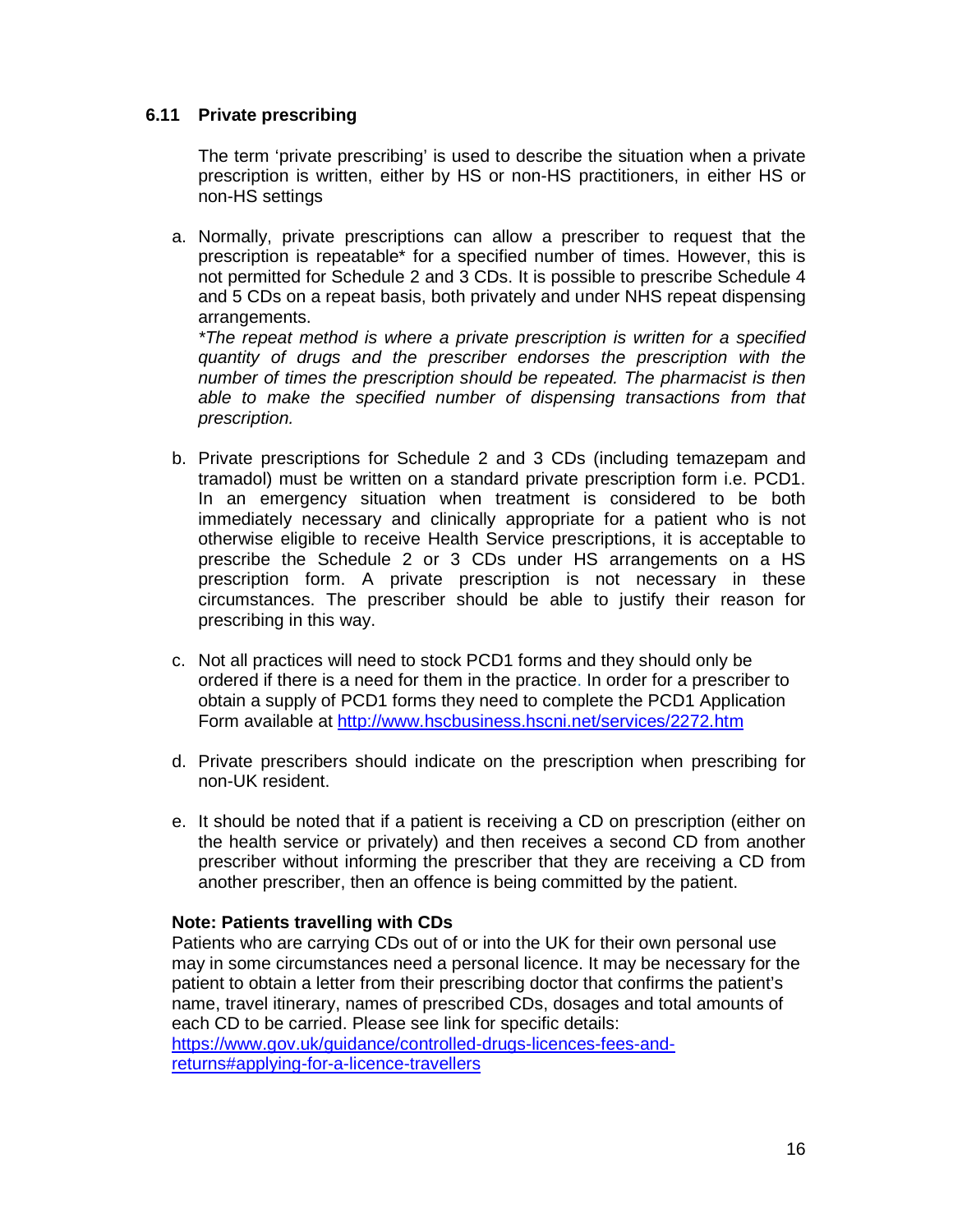### 6.11 Private prescribing

The term 'private prescribing' is used to describe the situation when a private prescription is written, either by HS or non-HS practitioners, in either HS or non-HS settings

a. Normally, private prescriptions can allow a prescriber to request that the prescription is repeatable* for a specified number of times. However, this is not permitted for Schedule 2 and 3 CDs. It is possible to prescribe Schedule 4 and 5 CDs on a repeat basis, both privately and under NHS repeat dispensing arrangements.
*\*The repeat method is where a private prescription is written for a specified quantity of drugs and the prescriber endorses the prescription with the number of times the prescription should be repeated. The pharmacist is then able to make the specified number of dispensing transactions from that prescription.*

b. Private prescriptions for Schedule 2 and 3 CDs (including temazepam and tramadol) must be written on a standard private prescription form i.e. PCD1. In an emergency situation when treatment is considered to be both immediately necessary and clinically appropriate for a patient who is not otherwise eligible to receive Health Service prescriptions, it is acceptable to prescribe the Schedule 2 or 3 CDs under HS arrangements on a HS prescription form. A private prescription is not necessary in these circumstances. The prescriber should be able to justify their reason for prescribing in this way.

c. Not all practices will need to stock PCD1 forms and they should only be ordered if there is a need for them in the practice. In order for a prescriber to obtain a supply of PCD1 forms they need to complete the PCD1 Application Form available at http://www.hscbusiness.hscni.net/services/2272.htm

d. Private prescribers should indicate on the prescription when prescribing for non-UK resident.

e. It should be noted that if a patient is receiving a CD on prescription (either on the health service or privately) and then receives a second CD from another prescriber without informing the prescriber that they are receiving a CD from another prescriber, then an offence is being committed by the patient.

**Note: Patients travelling with CDs**
Patients who are carrying CDs out of or into the UK for their own personal use may in some circumstances need a personal licence. It may be necessary for the patient to obtain a letter from their prescribing doctor that confirms the patient's name, travel itinerary, names of prescribed CDs, dosages and total amounts of each CD to be carried. Please see link for specific details:
https://www.gov.uk/guidance/controlled-drugs-licences-fees-and-returns#applying-for-a-licence-travellers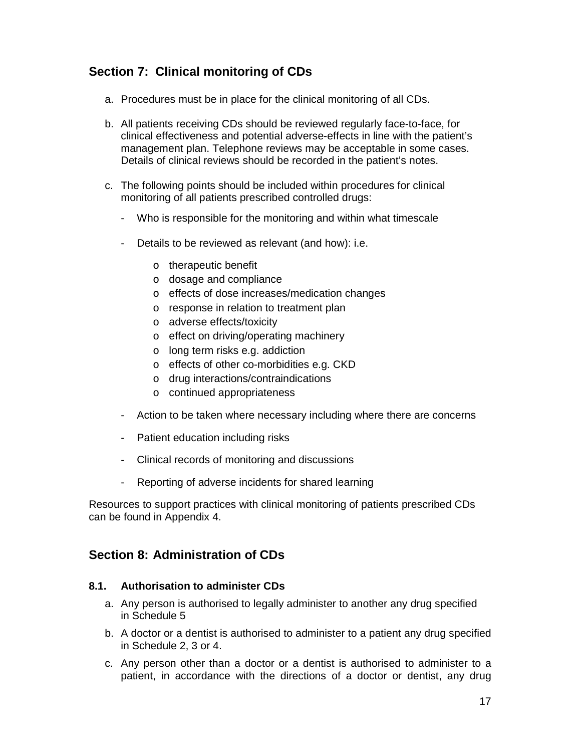## Section 7: Clinical monitoring of CDs

a. Procedures must be in place for the clinical monitoring of all CDs.

b. All patients receiving CDs should be reviewed regularly face-to-face, for clinical effectiveness and potential adverse-effects in line with the patient's management plan. Telephone reviews may be acceptable in some cases. Details of clinical reviews should be recorded in the patient's notes.

c. The following points should be included within procedures for clinical monitoring of all patients prescribed controlled drugs:

   - Who is responsible for the monitoring and within what timescale
   - Details to be reviewed as relevant (and how): i.e.
     - therapeutic benefit
     - dosage and compliance
     - effects of dose increases/medication changes
     - response in relation to treatment plan
     - adverse effects/toxicity
     - effect on driving/operating machinery
     - long term risks e.g. addiction
     - effects of other co-morbidities e.g. CKD
     - drug interactions/contraindications
     - continued appropriateness
   - Action to be taken where necessary including where there are concerns
   - Patient education including risks
   - Clinical records of monitoring and discussions
   - Reporting of adverse incidents for shared learning

Resources to support practices with clinical monitoring of patients prescribed CDs can be found in Appendix 4.

## Section 8: Administration of CDs

### 8.1. Authorisation to administer CDs

a. Any person is authorised to legally administer to another any drug specified in Schedule 5

b. A doctor or a dentist is authorised to administer to a patient any drug specified in Schedule 2, 3 or 4.

c. Any person other than a doctor or a dentist is authorised to administer to a patient, in accordance with the directions of a doctor or dentist, any drug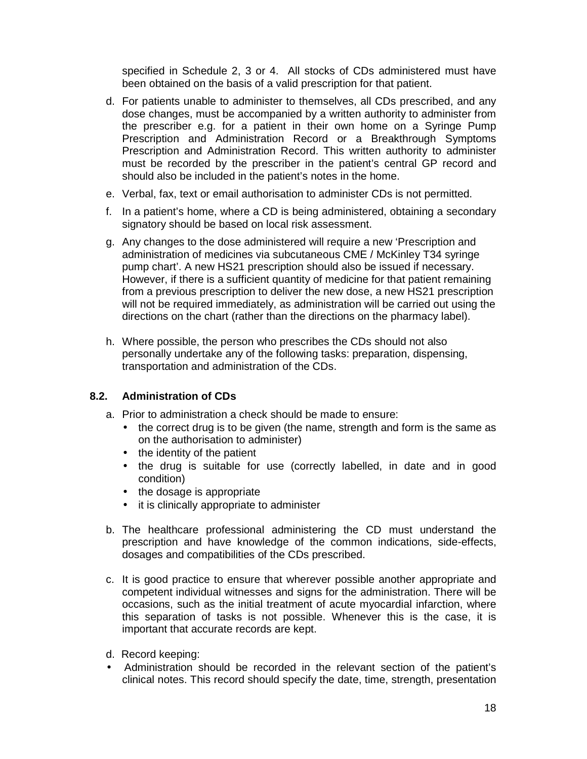specified in Schedule 2, 3 or 4. All stocks of CDs administered must have been obtained on the basis of a valid prescription for that patient.

d. For patients unable to administer to themselves, all CDs prescribed, and any dose changes, must be accompanied by a written authority to administer from the prescriber e.g. for a patient in their own home on a Syringe Pump Prescription and Administration Record or a Breakthrough Symptoms Prescription and Administration Record. This written authority to administer must be recorded by the prescriber in the patient's central GP record and should also be included in the patient's notes in the home.

e. Verbal, fax, text or email authorisation to administer CDs is not permitted.

f. In a patient's home, where a CD is being administered, obtaining a secondary signatory should be based on local risk assessment.

g. Any changes to the dose administered will require a new 'Prescription and administration of medicines via subcutaneous CME / McKinley T34 syringe pump chart'. A new HS21 prescription should also be issued if necessary. However, if there is a sufficient quantity of medicine for that patient remaining from a previous prescription to deliver the new dose, a new HS21 prescription will not be required immediately, as administration will be carried out using the directions on the chart (rather than the directions on the pharmacy label).

h. Where possible, the person who prescribes the CDs should not also personally undertake any of the following tasks: preparation, dispensing, transportation and administration of the CDs.

### 8.2. Administration of CDs

a. Prior to administration a check should be made to ensure:
   - the correct drug is to be given (the name, strength and form is the same as on the authorisation to administer)
   - the identity of the patient
   - the drug is suitable for use (correctly labelled, in date and in good condition)
   - the dosage is appropriate
   - it is clinically appropriate to administer

b. The healthcare professional administering the CD must understand the prescription and have knowledge of the common indications, side-effects, dosages and compatibilities of the CDs prescribed.

c. It is good practice to ensure that wherever possible another appropriate and competent individual witnesses and signs for the administration. There will be occasions, such as the initial treatment of acute myocardial infarction, where this separation of tasks is not possible. Whenever this is the case, it is important that accurate records are kept.

d. Record keeping:

- Administration should be recorded in the relevant section of the patient's clinical notes. This record should specify the date, time, strength, presentation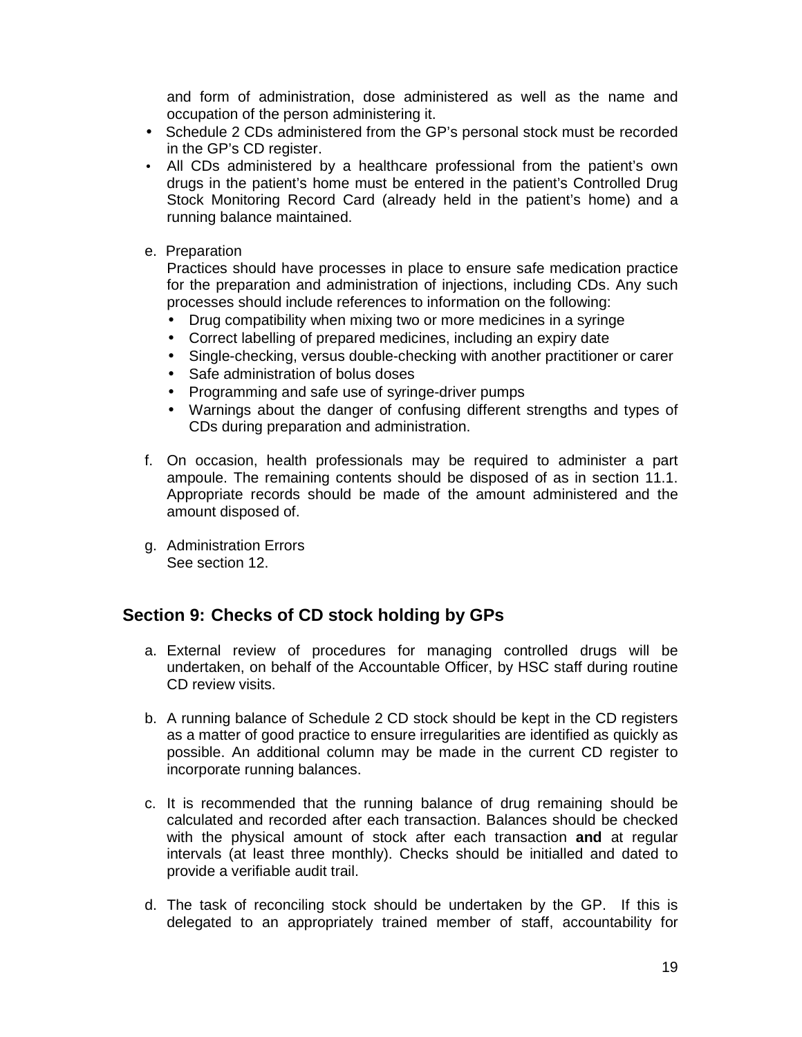and form of administration, dose administered as well as the name and occupation of the person administering it.

- Schedule 2 CDs administered from the GP's personal stock must be recorded in the GP's CD register.
- All CDs administered by a healthcare professional from the patient's own drugs in the patient's home must be entered in the patient's Controlled Drug Stock Monitoring Record Card (already held in the patient's home) and a running balance maintained.

e. Preparation

   Practices should have processes in place to ensure safe medication practice for the preparation and administration of injections, including CDs. Any such processes should include references to information on the following:

   - Drug compatibility when mixing two or more medicines in a syringe
   - Correct labelling of prepared medicines, including an expiry date
   - Single-checking, versus double-checking with another practitioner or carer
   - Safe administration of bolus doses
   - Programming and safe use of syringe-driver pumps
   - Warnings about the danger of confusing different strengths and types of CDs during preparation and administration.

f. On occasion, health professionals may be required to administer a part ampoule. The remaining contents should be disposed of as in section 11.1. Appropriate records should be made of the amount administered and the amount disposed of.

g. Administration Errors

   See section 12.

## Section 9: Checks of CD stock holding by GPs

a. External review of procedures for managing controlled drugs will be undertaken, on behalf of the Accountable Officer, by HSC staff during routine CD review visits.

b. A running balance of Schedule 2 CD stock should be kept in the CD registers as a matter of good practice to ensure irregularities are identified as quickly as possible. An additional column may be made in the current CD register to incorporate running balances.

c. It is recommended that the running balance of drug remaining should be calculated and recorded after each transaction. Balances should be checked with the physical amount of stock after each transaction **and** at regular intervals (at least three monthly). Checks should be initialled and dated to provide a verifiable audit trail.

d. The task of reconciling stock should be undertaken by the GP. If this is delegated to an appropriately trained member of staff, accountability for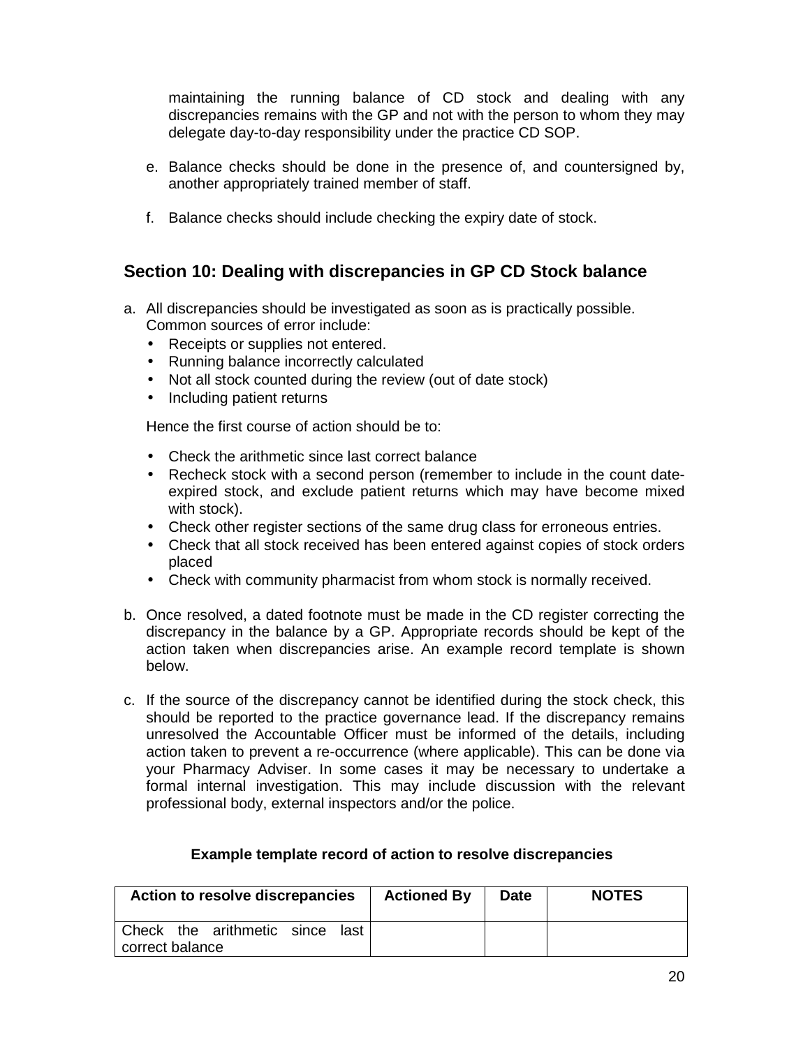maintaining the running balance of CD stock and dealing with any discrepancies remains with the GP and not with the person to whom they may delegate day-to-day responsibility under the practice CD SOP.

e. Balance checks should be done in the presence of, and countersigned by, another appropriately trained member of staff.

f. Balance checks should include checking the expiry date of stock.

## Section 10: Dealing with discrepancies in GP CD Stock balance

a. All discrepancies should be investigated as soon as is practically possible. Common sources of error include:
   - Receipts or supplies not entered.
   - Running balance incorrectly calculated
   - Not all stock counted during the review (out of date stock)
   - Including patient returns

   Hence the first course of action should be to:

   - Check the arithmetic since last correct balance
   - Recheck stock with a second person (remember to include in the count date-expired stock, and exclude patient returns which may have become mixed with stock).
   - Check other register sections of the same drug class for erroneous entries.
   - Check that all stock received has been entered against copies of stock orders placed
   - Check with community pharmacist from whom stock is normally received.

b. Once resolved, a dated footnote must be made in the CD register correcting the discrepancy in the balance by a GP. Appropriate records should be kept of the action taken when discrepancies arise. An example record template is shown below.

c. If the source of the discrepancy cannot be identified during the stock check, this should be reported to the practice governance lead. If the discrepancy remains unresolved the Accountable Officer must be informed of the details, including action taken to prevent a re-occurrence (where applicable). This can be done via your Pharmacy Adviser. In some cases it may be necessary to undertake a formal internal investigation. This may include discussion with the relevant professional body, external inspectors and/or the police.

**Example template record of action to resolve discrepancies**

| Action to resolve discrepancies | Actioned By | Date | NOTES |
|---|---|---|---|
| Check the arithmetic since last correct balance | | | |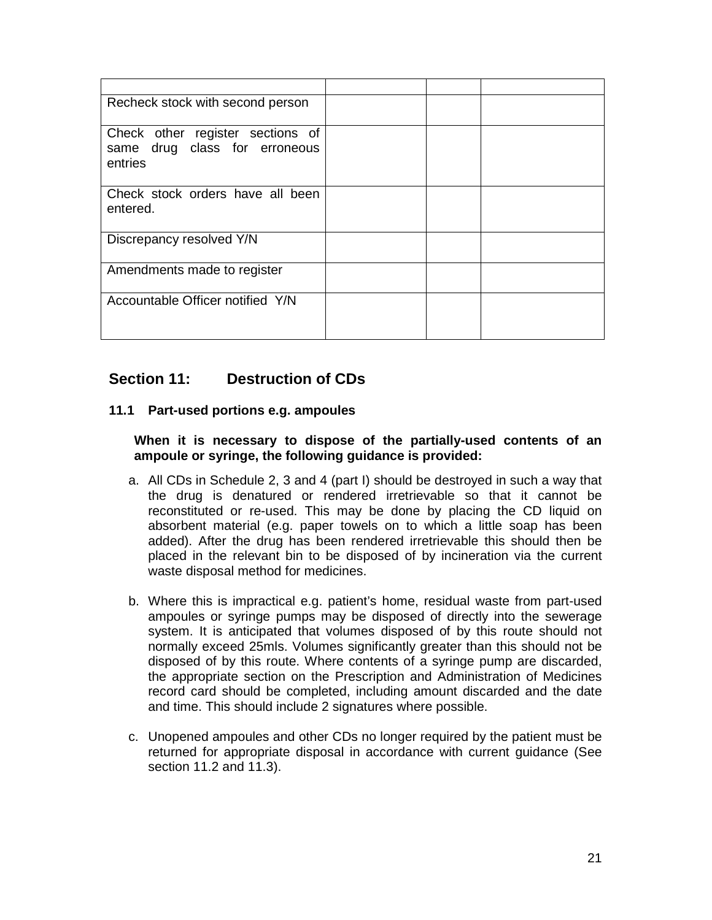| | | | |
|---|---|---|---|
| Recheck stock with second person | | | |
| Check other register sections of same drug class for erroneous entries | | | |
| Check stock orders have all been entered. | | | |
| Discrepancy resolved Y/N | | | |
| Amendments made to register | | | |
| Accountable Officer notified Y/N | | | |

## Section 11: Destruction of CDs

### 11.1 Part-used portions e.g. ampoules

**When it is necessary to dispose of the partially-used contents of an ampoule or syringe, the following guidance is provided:**

a. All CDs in Schedule 2, 3 and 4 (part I) should be destroyed in such a way that the drug is denatured or rendered irretrievable so that it cannot be reconstituted or re-used. This may be done by placing the CD liquid on absorbent material (e.g. paper towels on to which a little soap has been added). After the drug has been rendered irretrievable this should then be placed in the relevant bin to be disposed of by incineration via the current waste disposal method for medicines.

b. Where this is impractical e.g. patient's home, residual waste from part-used ampoules or syringe pumps may be disposed of directly into the sewerage system. It is anticipated that volumes disposed of by this route should not normally exceed 25mls. Volumes significantly greater than this should not be disposed of by this route. Where contents of a syringe pump are discarded, the appropriate section on the Prescription and Administration of Medicines record card should be completed, including amount discarded and the date and time. This should include 2 signatures where possible.

c. Unopened ampoules and other CDs no longer required by the patient must be returned for appropriate disposal in accordance with current guidance (See section 11.2 and 11.3).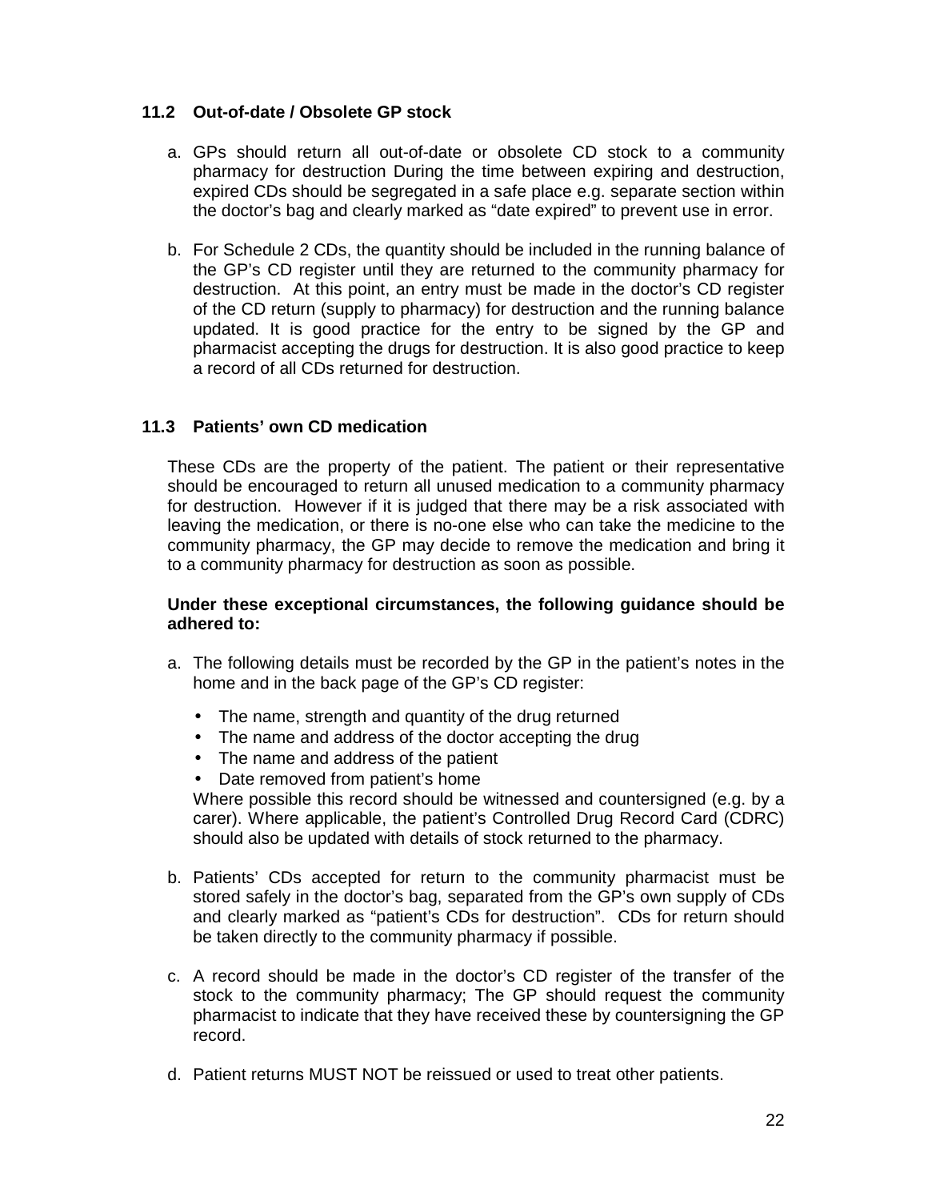### 11.2 Out-of-date / Obsolete GP stock

a. GPs should return all out-of-date or obsolete CD stock to a community pharmacy for destruction During the time between expiring and destruction, expired CDs should be segregated in a safe place e.g. separate section within the doctor's bag and clearly marked as "date expired" to prevent use in error.

b. For Schedule 2 CDs, the quantity should be included in the running balance of the GP's CD register until they are returned to the community pharmacy for destruction. At this point, an entry must be made in the doctor's CD register of the CD return (supply to pharmacy) for destruction and the running balance updated. It is good practice for the entry to be signed by the GP and pharmacist accepting the drugs for destruction. It is also good practice to keep a record of all CDs returned for destruction.

### 11.3 Patients' own CD medication

These CDs are the property of the patient. The patient or their representative should be encouraged to return all unused medication to a community pharmacy for destruction. However if it is judged that there may be a risk associated with leaving the medication, or there is no-one else who can take the medicine to the community pharmacy, the GP may decide to remove the medication and bring it to a community pharmacy for destruction as soon as possible.

**Under these exceptional circumstances, the following guidance should be adhered to:**

a. The following details must be recorded by the GP in the patient's notes in the home and in the back page of the GP's CD register:

   - The name, strength and quantity of the drug returned
   - The name and address of the doctor accepting the drug
   - The name and address of the patient
   - Date removed from patient's home

   Where possible this record should be witnessed and countersigned (e.g. by a carer). Where applicable, the patient's Controlled Drug Record Card (CDRC) should also be updated with details of stock returned to the pharmacy.

b. Patients' CDs accepted for return to the community pharmacist must be stored safely in the doctor's bag, separated from the GP's own supply of CDs and clearly marked as "patient's CDs for destruction". CDs for return should be taken directly to the community pharmacy if possible.

c. A record should be made in the doctor's CD register of the transfer of the stock to the community pharmacy; The GP should request the community pharmacist to indicate that they have received these by countersigning the GP record.

d. Patient returns MUST NOT be reissued or used to treat other patients.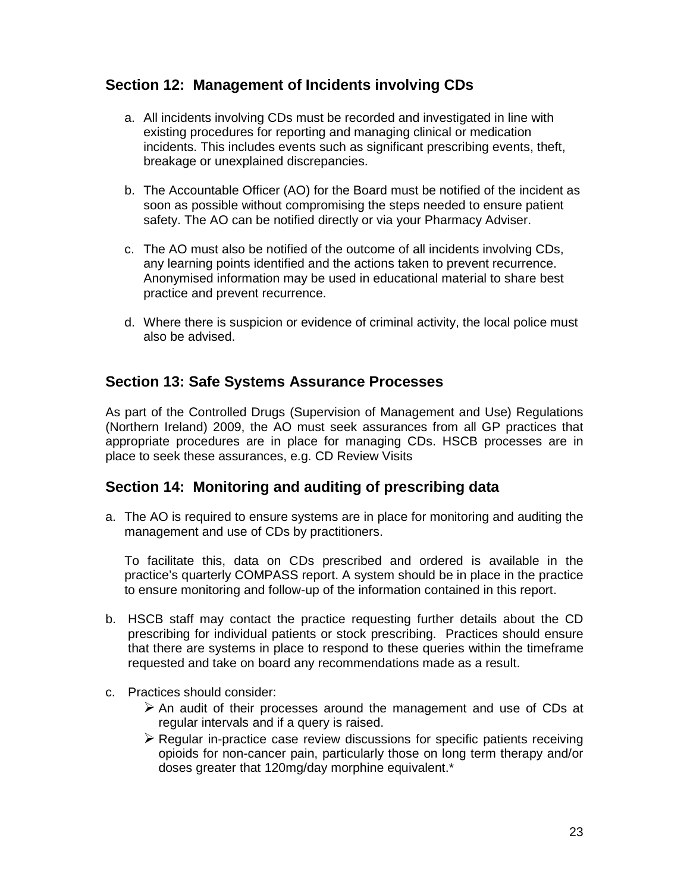## Section 12: Management of Incidents involving CDs

a. All incidents involving CDs must be recorded and investigated in line with existing procedures for reporting and managing clinical or medication incidents. This includes events such as significant prescribing events, theft, breakage or unexplained discrepancies.

b. The Accountable Officer (AO) for the Board must be notified of the incident as soon as possible without compromising the steps needed to ensure patient safety. The AO can be notified directly or via your Pharmacy Adviser.

c. The AO must also be notified of the outcome of all incidents involving CDs, any learning points identified and the actions taken to prevent recurrence. Anonymised information may be used in educational material to share best practice and prevent recurrence.

d. Where there is suspicion or evidence of criminal activity, the local police must also be advised.

## Section 13: Safe Systems Assurance Processes

As part of the Controlled Drugs (Supervision of Management and Use) Regulations (Northern Ireland) 2009, the AO must seek assurances from all GP practices that appropriate procedures are in place for managing CDs. HSCB processes are in place to seek these assurances, e.g. CD Review Visits

## Section 14: Monitoring and auditing of prescribing data

a. The AO is required to ensure systems are in place for monitoring and auditing the management and use of CDs by practitioners.

   To facilitate this, data on CDs prescribed and ordered is available in the practice's quarterly COMPASS report. A system should be in place in the practice to ensure monitoring and follow-up of the information contained in this report.

b. HSCB staff may contact the practice requesting further details about the CD prescribing for individual patients or stock prescribing. Practices should ensure that there are systems in place to respond to these queries within the timeframe requested and take on board any recommendations made as a result.

c. Practices should consider:
   - An audit of their processes around the management and use of CDs at regular intervals and if a query is raised.
   - Regular in-practice case review discussions for specific patients receiving opioids for non-cancer pain, particularly those on long term therapy and/or doses greater that 120mg/day morphine equivalent.*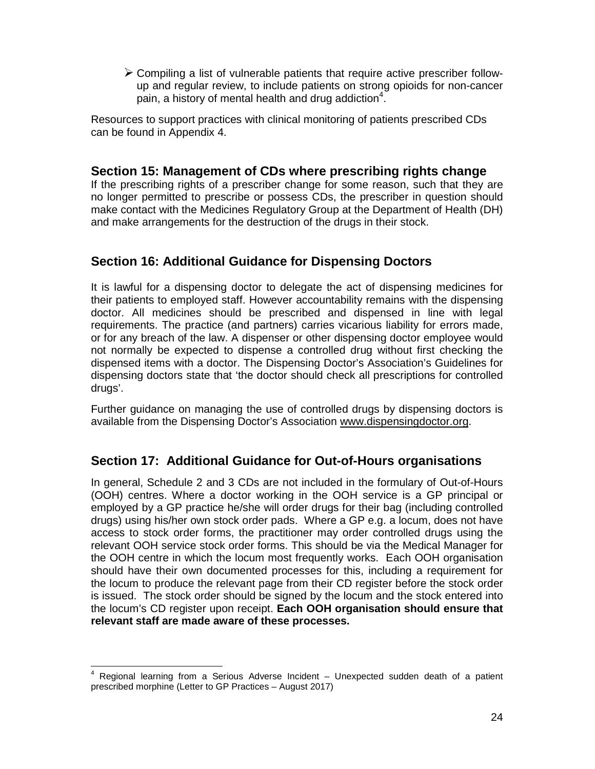- Compiling a list of vulnerable patients that require active prescriber follow-up and regular review, to include patients on strong opioids for non-cancer pain, a history of mental health and drug addiction[4].

Resources to support practices with clinical monitoring of patients prescribed CDs can be found in Appendix 4.

## Section 15: Management of CDs where prescribing rights change

If the prescribing rights of a prescriber change for some reason, such that they are no longer permitted to prescribe or possess CDs, the prescriber in question should make contact with the Medicines Regulatory Group at the Department of Health (DH) and make arrangements for the destruction of the drugs in their stock.

## Section 16: Additional Guidance for Dispensing Doctors

It is lawful for a dispensing doctor to delegate the act of dispensing medicines for their patients to employed staff. However accountability remains with the dispensing doctor. All medicines should be prescribed and dispensed in line with legal requirements. The practice (and partners) carries vicarious liability for errors made, or for any breach of the law. A dispenser or other dispensing doctor employee would not normally be expected to dispense a controlled drug without first checking the dispensed items with a doctor. The Dispensing Doctor's Association's Guidelines for dispensing doctors state that 'the doctor should check all prescriptions for controlled drugs'.

Further guidance on managing the use of controlled drugs by dispensing doctors is available from the Dispensing Doctor's Association www.dispensingdoctor.org.

## Section 17: Additional Guidance for Out-of-Hours organisations

In general, Schedule 2 and 3 CDs are not included in the formulary of Out-of-Hours (OOH) centres. Where a doctor working in the OOH service is a GP principal or employed by a GP practice he/she will order drugs for their bag (including controlled drugs) using his/her own stock order pads. Where a GP e.g. a locum, does not have access to stock order forms, the practitioner may order controlled drugs using the relevant OOH service stock order forms. This should be via the Medical Manager for the OOH centre in which the locum most frequently works. Each OOH organisation should have their own documented processes for this, including a requirement for the locum to produce the relevant page from their CD register before the stock order is issued. The stock order should be signed by the locum and the stock entered into the locum's CD register upon receipt. **Each OOH organisation should ensure that relevant staff are made aware of these processes.**

---

[4] Regional learning from a Serious Adverse Incident – Unexpected sudden death of a patient prescribed morphine (Letter to GP Practices – August 2017)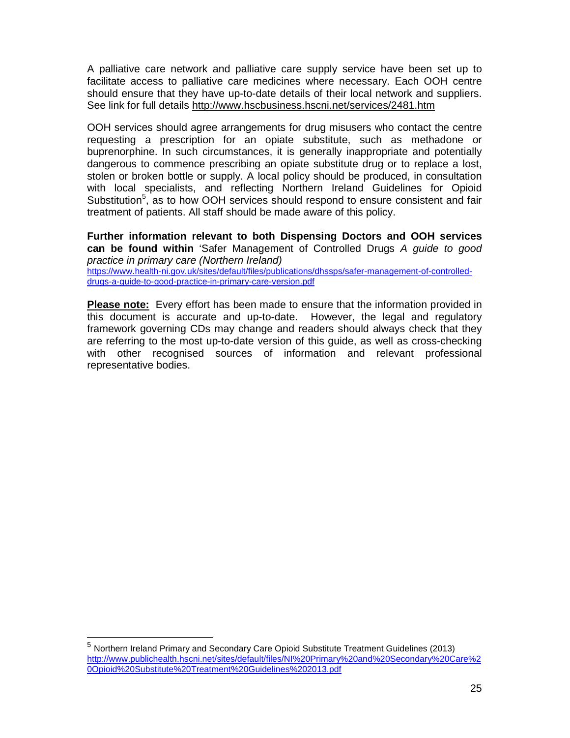A palliative care network and palliative care supply service have been set up to facilitate access to palliative care medicines where necessary. Each OOH centre should ensure that they have up-to-date details of their local network and suppliers. See link for full details http://www.hscbusiness.hscni.net/services/2481.htm

OOH services should agree arrangements for drug misusers who contact the centre requesting a prescription for an opiate substitute, such as methadone or buprenorphine. In such circumstances, it is generally inappropriate and potentially dangerous to commence prescribing an opiate substitute drug or to replace a lost, stolen or broken bottle or supply. A local policy should be produced, in consultation with local specialists, and reflecting Northern Ireland Guidelines for Opioid Substitution[5], as to how OOH services should respond to ensure consistent and fair treatment of patients. All staff should be made aware of this policy.

**Further information relevant to both Dispensing Doctors and OOH services can be found within** 'Safer Management of Controlled Drugs *A guide to good practice in primary care (Northern Ireland)*
https://www.health-ni.gov.uk/sites/default/files/publications/dhssps/safer-management-of-controlled-drugs-a-guide-to-good-practice-in-primary-care-version.pdf

**Please note:** Every effort has been made to ensure that the information provided in this document is accurate and up-to-date. However, the legal and regulatory framework governing CDs may change and readers should always check that they are referring to the most up-to-date version of this guide, as well as cross-checking with other recognised sources of information and relevant professional representative bodies.

---

[5] Northern Ireland Primary and Secondary Care Opioid Substitute Treatment Guidelines (2013) http://www.publichealth.hscni.net/sites/default/files/NI%20Primary%20and%20Secondary%20Care%20Opioid%20Substitute%20Treatment%20Guidelines%202013.pdf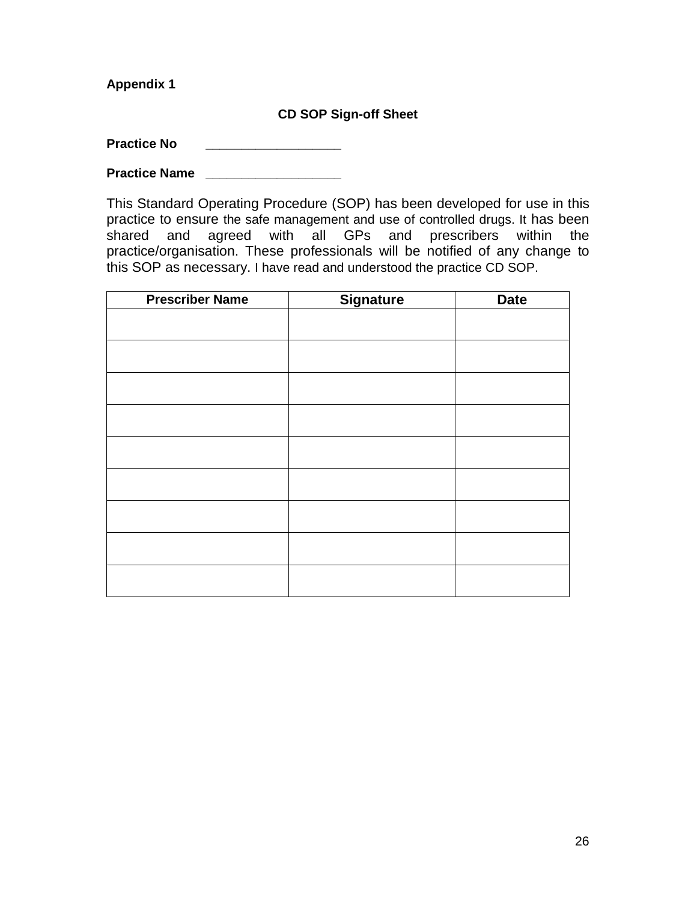**Appendix 1**

## CD SOP Sign-off Sheet

**Practice No** ___________________

**Practice Name** ___________________

This Standard Operating Procedure (SOP) has been developed for use in this practice to ensure the safe management and use of controlled drugs. It has been shared and agreed with all GPs and prescribers within the practice/organisation. These professionals will be notified of any change to this SOP as necessary. I have read and understood the practice CD SOP.

| Prescriber Name | Signature | Date |
| --- | --- | --- |
| | | |
| | | |
| | | |
| | | |
| | | |
| | | |
| | | |
| | | |
| | | |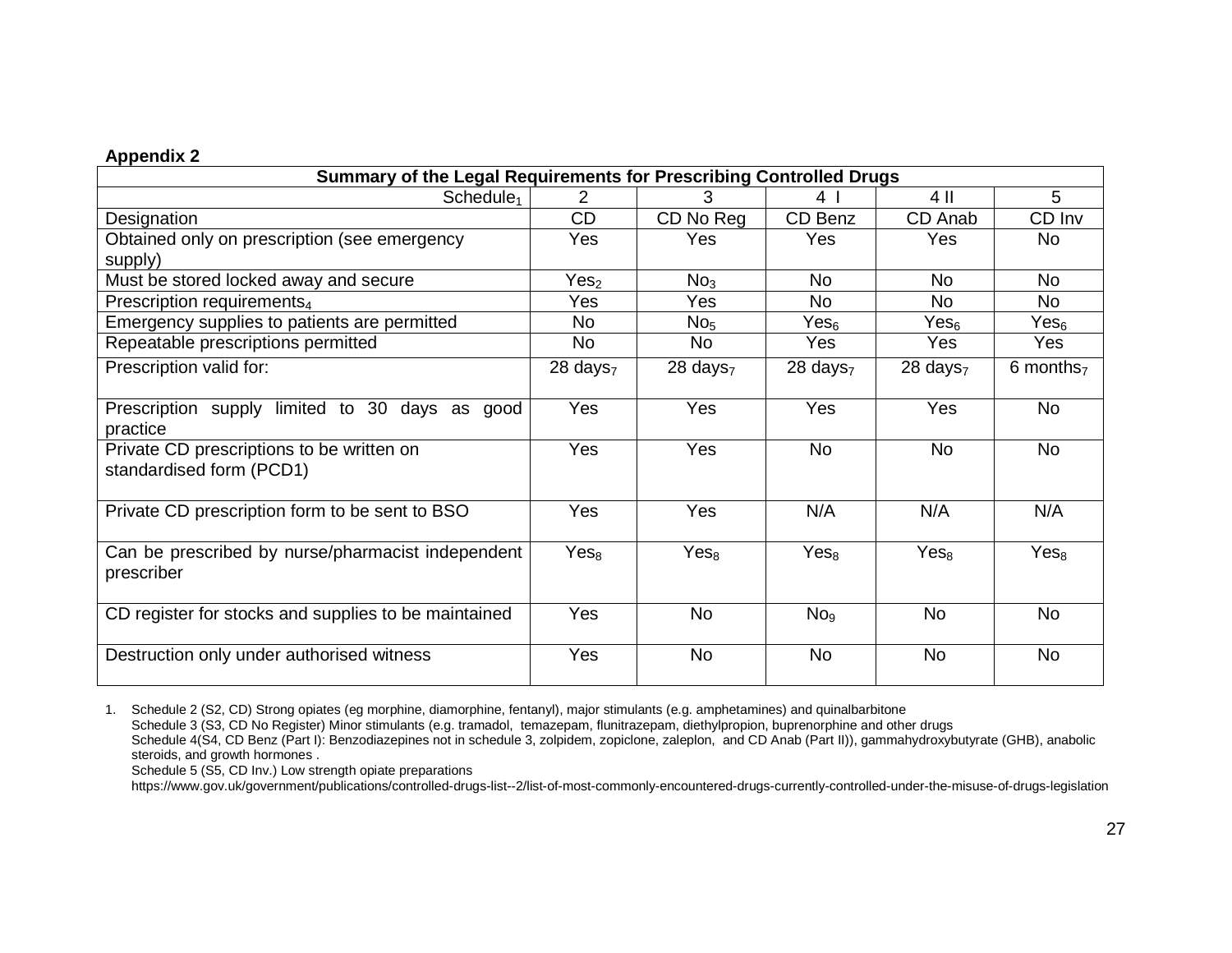**Appendix 2**

| Summary of the Legal Requirements for Prescribing Controlled Drugs | | | | | |
|---|---|---|---|---|---|
| Schedule[1] | 2 | 3 | 4 I | 4 II | 5 |
| Designation | CD | CD No Reg | CD Benz | CD Anab | CD Inv |
| Obtained only on prescription (see emergency supply) | Yes | Yes | Yes | Yes | No |
| Must be stored locked away and secure | Yes[2] | No[3] | No | No | No |
| Prescription requirements[4] | Yes | Yes | No | No | No |
| Emergency supplies to patients are permitted | No | No[5] | Yes[6] | Yes[6] | Yes[6] |
| Repeatable prescriptions permitted | No | No | Yes | Yes | Yes |
| Prescription valid for: | 28 days[7] | 28 days[7] | 28 days[7] | 28 days[7] | 6 months[7] |
| Prescription supply limited to 30 days as good practice | Yes | Yes | Yes | Yes | No |
| Private CD prescriptions to be written on standardised form (PCD1) | Yes | Yes | No | No | No |
| Private CD prescription form to be sent to BSO | Yes | Yes | N/A | N/A | N/A |
| Can be prescribed by nurse/pharmacist independent prescriber | Yes[8] | Yes[8] | Yes[8] | Yes[8] | Yes[8] |
| CD register for stocks and supplies to be maintained | Yes | No | No[9] | No | No |
| Destruction only under authorised witness | Yes | No | No | No | No |

1. Schedule 2 (S2, CD) Strong opiates (eg morphine, diamorphine, fentanyl), major stimulants (e.g. amphetamines) and quinalbarbitone
   Schedule 3 (S3, CD No Register) Minor stimulants (e.g. tramadol, temazepam, flunitrazepam, diethylpropion, buprenorphine and other drugs
   Schedule 4(S4, CD Benz (Part I): Benzodiazepines not in schedule 3, zolpidem, zopiclone, zaleplon, and CD Anab (Part II)), gammahydroxybutyrate (GHB), anabolic steroids, and growth hormones .
   Schedule 5 (S5, CD Inv.) Low strength opiate preparations
   https://www.gov.uk/government/publications/controlled-drugs-list--2/list-of-most-commonly-encountered-drugs-currently-controlled-under-the-misuse-of-drugs-legislation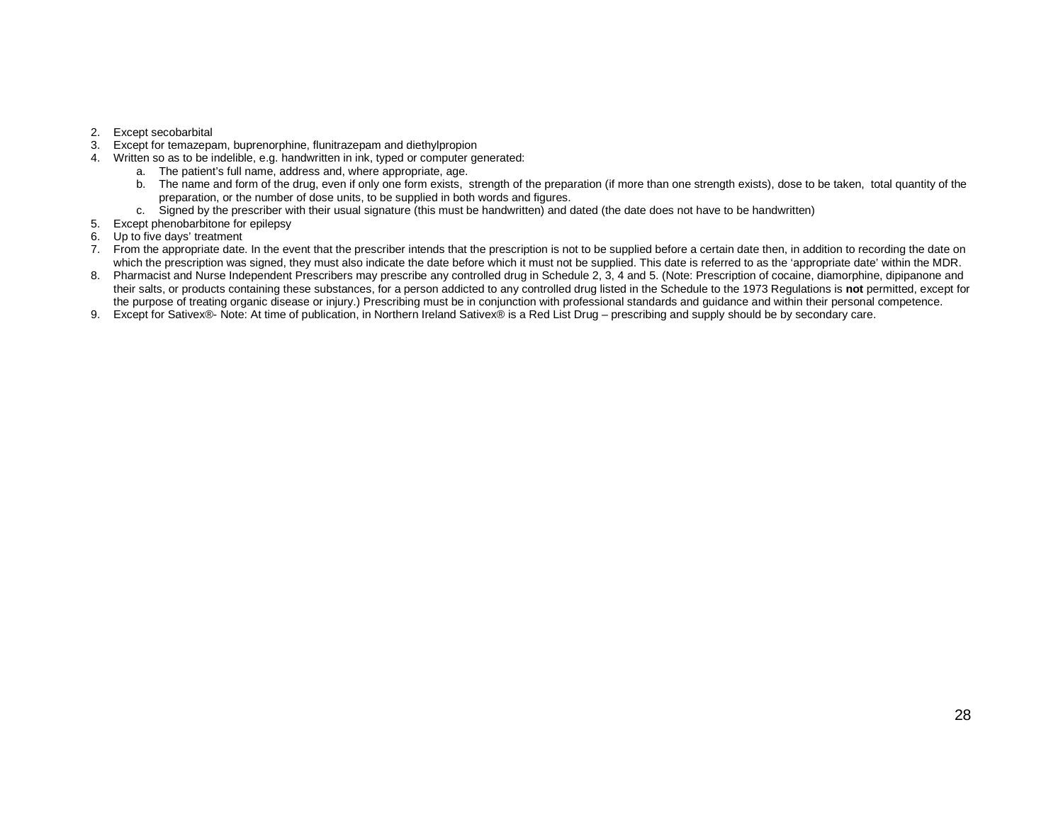2. Except secobarbital
3. Except for temazepam, buprenorphine, flunitrazepam and diethylpropion
4. Written so as to be indelible, e.g. handwritten in ink, typed or computer generated:
   a. The patient's full name, address and, where appropriate, age.
   b. The name and form of the drug, even if only one form exists, strength of the preparation (if more than one strength exists), dose to be taken, total quantity of the preparation, or the number of dose units, to be supplied in both words and figures.
   c. Signed by the prescriber with their usual signature (this must be handwritten) and dated (the date does not have to be handwritten)
5. Except phenobarbitone for epilepsy
6. Up to five days' treatment
7. From the appropriate date. In the event that the prescriber intends that the prescription is not to be supplied before a certain date then, in addition to recording the date on which the prescription was signed, they must also indicate the date before which it must not be supplied. This date is referred to as the 'appropriate date' within the MDR.
8. Pharmacist and Nurse Independent Prescribers may prescribe any controlled drug in Schedule 2, 3, 4 and 5. (Note: Prescription of cocaine, diamorphine, dipipanone and their salts, or products containing these substances, for a person addicted to any controlled drug listed in the Schedule to the 1973 Regulations is **not** permitted, except for the purpose of treating organic disease or injury.) Prescribing must be in conjunction with professional standards and guidance and within their personal competence.
9. Except for Sativex®- Note: At time of publication, in Northern Ireland Sativex® is a Red List Drug – prescribing and supply should be by secondary care.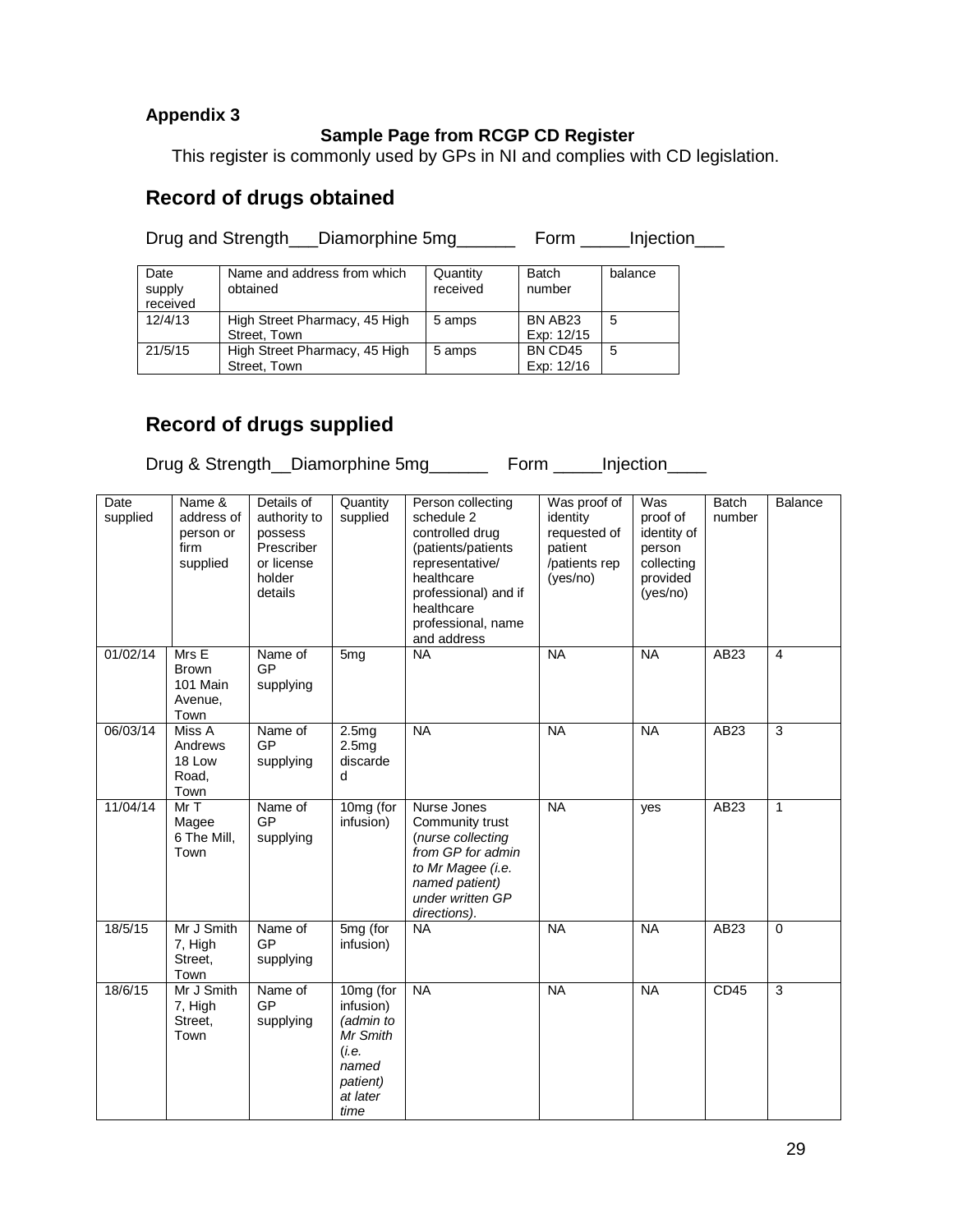**Appendix 3**

**Sample Page from RCGP CD Register**

This register is commonly used by GPs in NI and complies with CD legislation.

## Record of drugs obtained

Drug and Strength\_\_\_Diamorphine 5mg\_\_\_\_\_\_ Form \_\_\_\_\_Injection\_\_\_

| Date supply received | Name and address from which obtained | Quantity received | Batch number | balance |
|---|---|---|---|---|
| 12/4/13 | High Street Pharmacy, 45 High Street, Town | 5 amps | BN AB23 Exp: 12/15 | 5 |
| 21/5/15 | High Street Pharmacy, 45 High Street, Town | 5 amps | BN CD45 Exp: 12/16 | 5 |

## Record of drugs supplied

Drug & Strength\_\_Diamorphine 5mg\_\_\_\_\_\_ Form \_\_\_\_\_Injection\_\_\_\_

| Date supplied | Name & address of person or firm supplied | Details of authority to possess Prescriber or license holder details | Quantity supplied | Person collecting schedule 2 controlled drug (patients/patients representative/ healthcare professional) and if healthcare professional, name and address | Was proof of identity requested of patient /patients rep (yes/no) | Was proof of identity of person collecting provided (yes/no) | Batch number | Balance |
|---|---|---|---|---|---|---|---|---|
| 01/02/14 | Mrs E Brown 101 Main Avenue, Town | Name of GP supplying | 5mg | NA | NA | NA | AB23 | 4 |
| 06/03/14 | Miss A Andrews 18 Low Road, Town | Name of GP supplying | 2.5mg 2.5mg discarded | NA | NA | NA | AB23 | 3 |
| 11/04/14 | Mr T Magee 6 The Mill, Town | Name of GP supplying | 10mg (for infusion) | Nurse Jones Community trust (*nurse collecting from GP for admin to Mr Magee (i.e. named patient) under written GP directions*). | NA | yes | AB23 | 1 |
| 18/5/15 | Mr J Smith 7, High Street, Town | Name of GP supplying | 5mg (for infusion) | NA | NA | NA | AB23 | 0 |
| 18/6/15 | Mr J Smith 7, High Street, Town | Name of GP supplying | 10mg (for infusion) *(admin to Mr Smith (i.e. named patient) at later time* | NA | NA | NA | CD45 | 3 |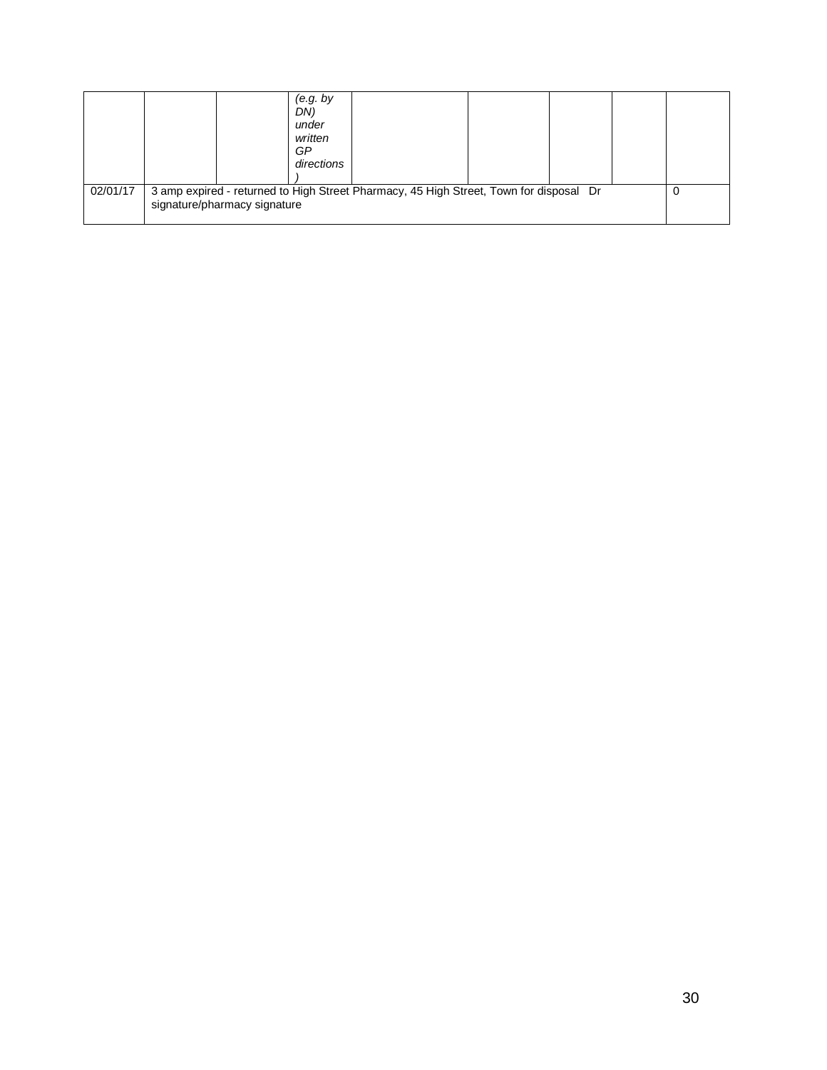| | | | *(e.g. by DN) under written GP directions )* | | | | | |
|---|---|---|---|---|---|---|---|---|
| 02/01/17 | 3 amp expired - returned to High Street Pharmacy, 45 High Street, Town for disposal Dr signature/pharmacy signature | | | | | | | 0 |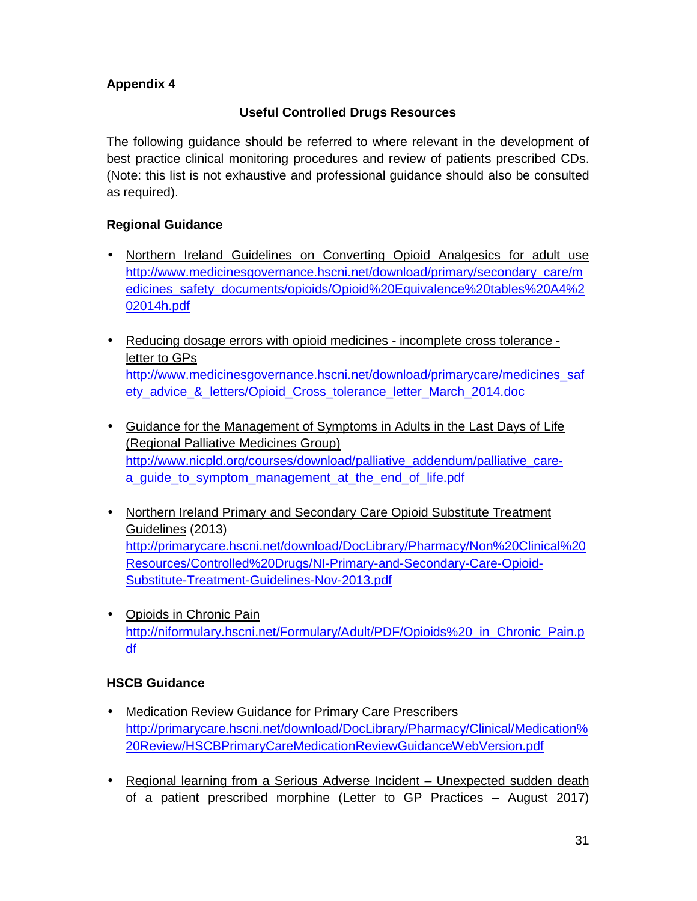**Appendix 4**

**Useful Controlled Drugs Resources**

The following guidance should be referred to where relevant in the development of best practice clinical monitoring procedures and review of patients prescribed CDs. (Note: this list is not exhaustive and professional guidance should also be consulted as required).

**Regional Guidance**

- Northern Ireland Guidelines on Converting Opioid Analgesics for adult use http://www.medicinesgovernance.hscni.net/download/primary/secondary_care/medicines_safety_documents/opioids/Opioid%20Equivalence%20tables%20A4%202014h.pdf

- Reducing dosage errors with opioid medicines - incomplete cross tolerance - letter to GPs http://www.medicinesgovernance.hscni.net/download/primarycare/medicines_safety_advice_&_letters/Opioid_Cross_tolerance_letter_March_2014.doc

- Guidance for the Management of Symptoms in Adults in the Last Days of Life (Regional Palliative Medicines Group) http://www.nicpld.org/courses/download/palliative_addendum/palliative_care-a_guide_to_symptom_management_at_the_end_of_life.pdf

- Northern Ireland Primary and Secondary Care Opioid Substitute Treatment Guidelines (2013) http://primarycare.hscni.net/download/DocLibrary/Pharmacy/Non%20Clinical%20Resources/Controlled%20Drugs/NI-Primary-and-Secondary-Care-Opioid-Substitute-Treatment-Guidelines-Nov-2013.pdf

- Opioids in Chronic Pain http://niformulary.hscni.net/Formulary/Adult/PDF/Opioids%20_in_Chronic_Pain.pdf

**HSCB Guidance**

- Medication Review Guidance for Primary Care Prescribers http://primarycare.hscni.net/download/DocLibrary/Pharmacy/Clinical/Medication%20Review/HSCBPrimaryCareMedicationReviewGuidanceWebVersion.pdf

- Regional learning from a Serious Adverse Incident – Unexpected sudden death of a patient prescribed morphine (Letter to GP Practices – August 2017)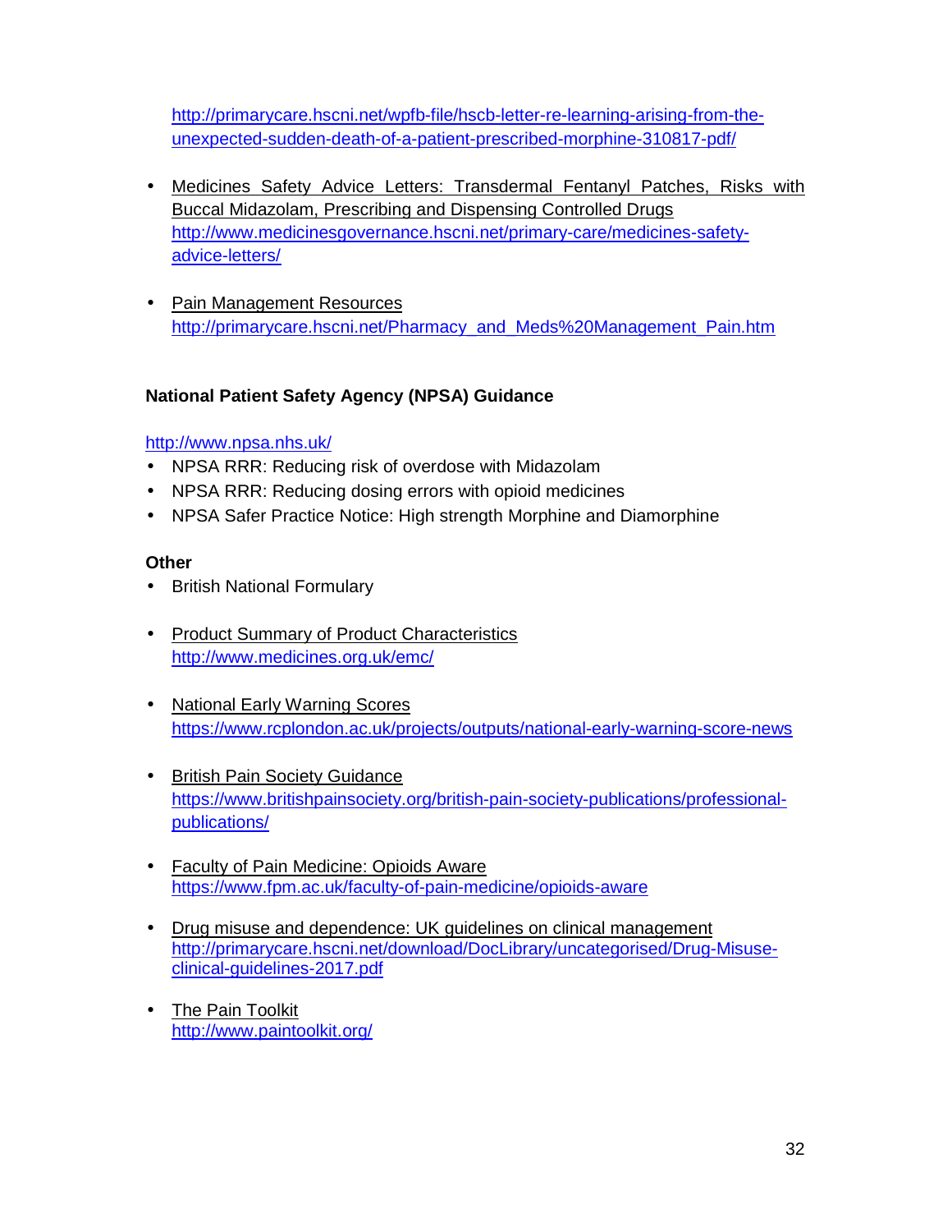http://primarycare.hscni.net/wpfb-file/hscb-letter-re-learning-arising-from-the-unexpected-sudden-death-of-a-patient-prescribed-morphine-310817-pdf/

- Medicines Safety Advice Letters: Transdermal Fentanyl Patches, Risks with Buccal Midazolam, Prescribing and Dispensing Controlled Drugs
  http://www.medicinesgovernance.hscni.net/primary-care/medicines-safety-advice-letters/

- Pain Management Resources
  http://primarycare.hscni.net/Pharmacy_and_Meds%20Management_Pain.htm

**National Patient Safety Agency (NPSA) Guidance**

http://www.npsa.nhs.uk/

- NPSA RRR: Reducing risk of overdose with Midazolam
- NPSA RRR: Reducing dosing errors with opioid medicines
- NPSA Safer Practice Notice: High strength Morphine and Diamorphine

**Other**

- British National Formulary

- Product Summary of Product Characteristics
  http://www.medicines.org.uk/emc/

- National Early Warning Scores
  https://www.rcplondon.ac.uk/projects/outputs/national-early-warning-score-news

- British Pain Society Guidance
  https://www.britishpainsociety.org/british-pain-society-publications/professional-publications/

- Faculty of Pain Medicine: Opioids Aware
  https://www.fpm.ac.uk/faculty-of-pain-medicine/opioids-aware

- Drug misuse and dependence: UK guidelines on clinical management
  http://primarycare.hscni.net/download/DocLibrary/uncategorised/Drug-Misuse-clinical-guidelines-2017.pdf

- The Pain Toolkit
  http://www.paintoolkit.org/